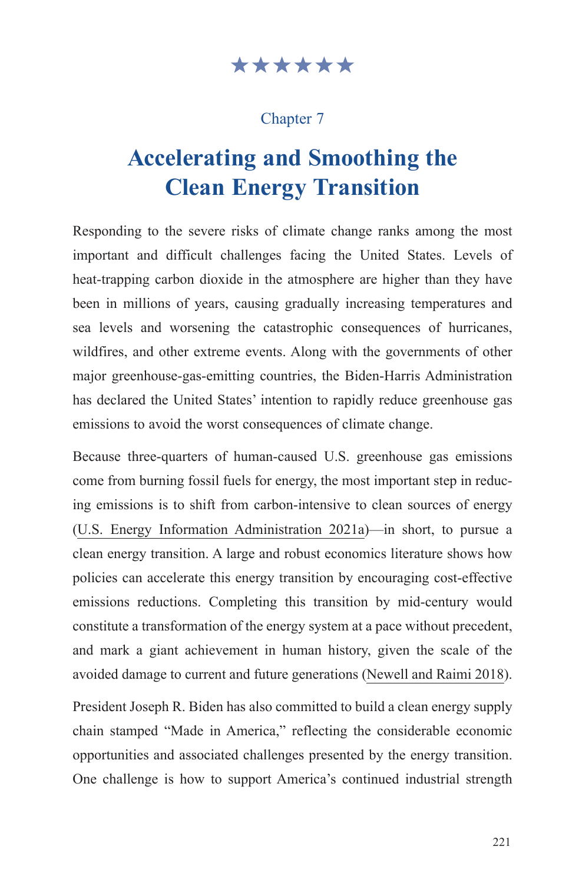Chapter 7

# Accelerating and Smoothing the Clean Energy Transition

Responding to the severe risks of climate change ranks among the most important and difficult challenges facing the United States. Levels of heat-trapping carbon dioxide in the atmosphere are higher than they have been in millions of years, causing gradually increasing temperatures and sea levels and worsening the catastrophic consequences of hurricanes, wildfires, and other extreme events. Along with the governments of other major greenhouse-gas-emitting countries, the Biden-Harris Administration has declared the United States' intention to rapidly reduce greenhouse gas emissions to avoid the worst consequences of climate change.

Because three-quarters of human-caused U.S. greenhouse gas emissions come from burning fossil fuels for energy, the most important step in reducing emissions is to shift from carbon-intensive to clean sources of energy (U.S. Energy Information Administration 2021a)—in short, to pursue a clean energy transition. A large and robust economics literature shows how policies can accelerate this energy transition by encouraging cost-effective emissions reductions. Completing this transition by mid-century would constitute a transformation of the energy system at a pace without precedent, and mark a giant achievement in human history, given the scale of the avoided damage to current and future generations (Newell and Raimi 2018).

President Joseph R. Biden has also committed to build a clean energy supply chain stamped "Made in America," reflecting the considerable economic opportunities and associated challenges presented by the energy transition. One challenge is how to support America's continued industrial strength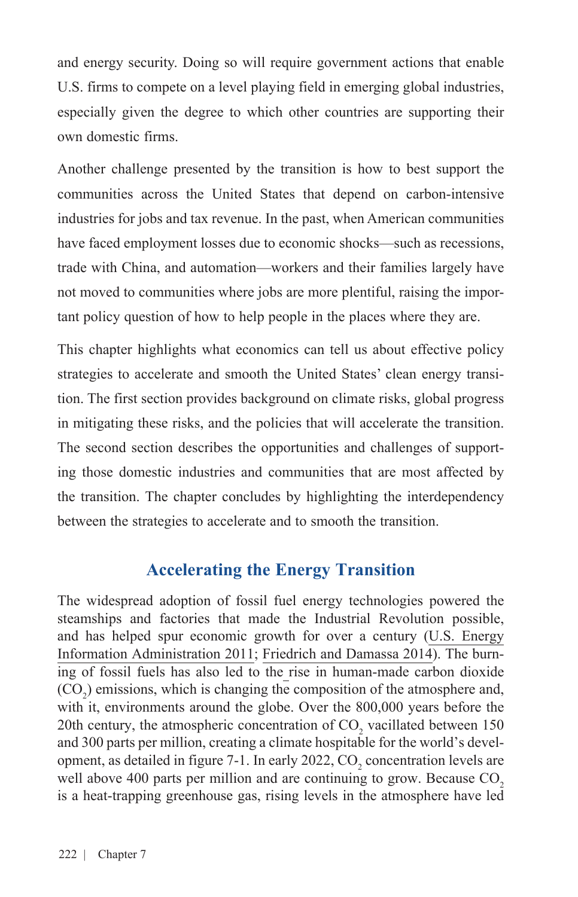and energy security. Doing so will require government actions that enable U.S. firms to compete on a level playing field in emerging global industries, especially given the degree to which other countries are supporting their own domestic firms.

Another challenge presented by the transition is how to best support the communities across the United States that depend on carbon-intensive industries for jobs and tax revenue. In the past, when American communities have faced employment losses due to economic shocks—such as recessions, trade with China, and automation—workers and their families largely have not moved to communities where jobs are more plentiful, raising the important policy question of how to help people in the places where they are.

This chapter highlights what economics can tell us about effective policy strategies to accelerate and smooth the United States' clean energy transition. The first section provides background on climate risks, global progress in mitigating these risks, and the policies that will accelerate the transition. The second section describes the opportunities and challenges of supporting those domestic industries and communities that are most affected by the transition. The chapter concludes by highlighting the interdependency between the strategies to accelerate and to smooth the transition.

## Accelerating the Energy Transition

The widespread adoption of fossil fuel energy technologies powered the steamships and factories that made the Industrial Revolution possible, and has helped spur economic growth for over a century (U.S. Energy Information Administration 2011; Friedrich and Damassa 2014). The burning of fossil fuels has also led to the rise in human-made carbon dioxide ($CO_2$) emissions, which is changing the composition of the atmosphere and, with it, environments around the globe. Over the 800,000 years before the 20th century, the atmospheric concentration of $CO_2$ vacillated between 150 and 300 parts per million, creating a climate hospitable for the world's development, as detailed in figure 7-1. In early 2022, $CO_2$ concentration levels are well above 400 parts per million and are continuing to grow. Because $CO_2$ is a heat-trapping greenhouse gas, rising levels in the atmosphere have led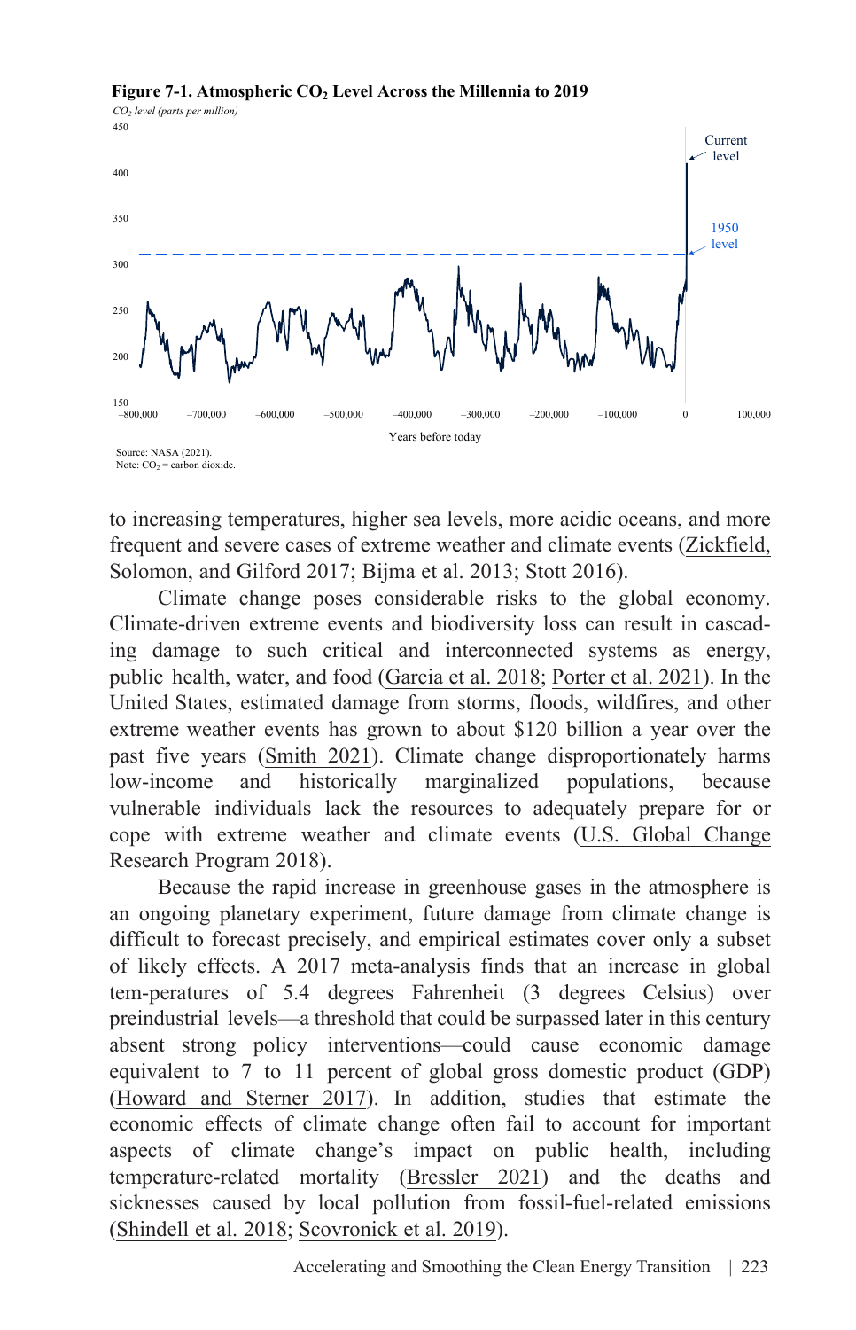**Figure 7-1. Atmospheric $CO_2$ Level Across the Millennia to 2019**

Source: NASA (2021).
Note: $CO_2$ = carbon dioxide.

to increasing temperatures, higher sea levels, more acidic oceans, and more frequent and severe cases of extreme weather and climate events (Zickfield, Solomon, and Gilford 2017; Bijma et al. 2013; Stott 2016).

Climate change poses considerable risks to the global economy. Climate-driven extreme events and biodiversity loss can result in cascading damage to such critical and interconnected systems as energy, public health, water, and food (Garcia et al. 2018; Porter et al. 2021). In the United States, estimated damage from storms, floods, wildfires, and other extreme weather events has grown to about $120 billion a year over the past five years (Smith 2021). Climate change disproportionately harms low-income and historically marginalized populations, because vulnerable individuals lack the resources to adequately prepare for or cope with extreme weather and climate events (U.S. Global Change Research Program 2018).

Because the rapid increase in greenhouse gases in the atmosphere is an ongoing planetary experiment, future damage from climate change is difficult to forecast precisely, and empirical estimates cover only a subset of likely effects. A 2017 meta-analysis finds that an increase in global tem-peratures of 5.4 degrees Fahrenheit (3 degrees Celsius) over preindustrial levels—a threshold that could be surpassed later in this century absent strong policy interventions—could cause economic damage equivalent to 7 to 11 percent of global gross domestic product (GDP) (Howard and Sterner 2017). In addition, studies that estimate the economic effects of climate change often fail to account for important aspects of climate change's impact on public health, including temperature-related mortality (Bressler 2021) and the deaths and sicknesses caused by local pollution from fossil-fuel-related emissions (Shindell et al. 2018; Scovronick et al. 2019).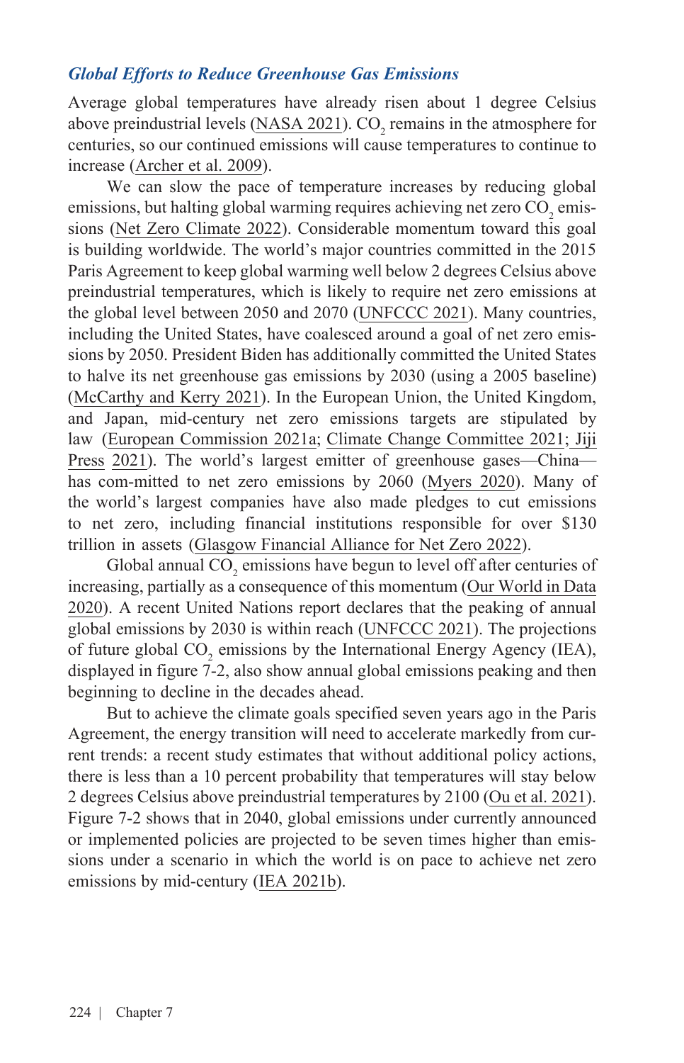### *Global Efforts to Reduce Greenhouse Gas Emissions*

Average global temperatures have already risen about 1 degree Celsius above preindustrial levels (NASA 2021). $CO_2$ remains in the atmosphere for centuries, so our continued emissions will cause temperatures to continue to increase (Archer et al. 2009).

We can slow the pace of temperature increases by reducing global emissions, but halting global warming requires achieving net zero $CO_2$ emissions (Net Zero Climate 2022). Considerable momentum toward this goal is building worldwide. The world's major countries committed in the 2015 Paris Agreement to keep global warming well below 2 degrees Celsius above preindustrial temperatures, which is likely to require net zero emissions at the global level between 2050 and 2070 (UNFCCC 2021). Many countries, including the United States, have coalesced around a goal of net zero emissions by 2050. President Biden has additionally committed the United States to halve its net greenhouse gas emissions by 2030 (using a 2005 baseline) (McCarthy and Kerry 2021). In the European Union, the United Kingdom, and Japan, mid-century net zero emissions targets are stipulated by law (European Commission 2021a; Climate Change Committee 2021; Jiji Press 2021). The world's largest emitter of greenhouse gases—China—has com-mitted to net zero emissions by 2060 (Myers 2020). Many of the world's largest companies have also made pledges to cut emissions to net zero, including financial institutions responsible for over \$130 trillion in assets (Glasgow Financial Alliance for Net Zero 2022).

Global annual $CO_2$ emissions have begun to level off after centuries of increasing, partially as a consequence of this momentum (Our World in Data 2020). A recent United Nations report declares that the peaking of annual global emissions by 2030 is within reach (UNFCCC 2021). The projections of future global $CO_2$ emissions by the International Energy Agency (IEA), displayed in figure 7-2, also show annual global emissions peaking and then beginning to decline in the decades ahead.

But to achieve the climate goals specified seven years ago in the Paris Agreement, the energy transition will need to accelerate markedly from current trends: a recent study estimates that without additional policy actions, there is less than a 10 percent probability that temperatures will stay below 2 degrees Celsius above preindustrial temperatures by 2100 (Ou et al. 2021). Figure 7-2 shows that in 2040, global emissions under currently announced or implemented policies are projected to be seven times higher than emissions under a scenario in which the world is on pace to achieve net zero emissions by mid-century (IEA 2021b).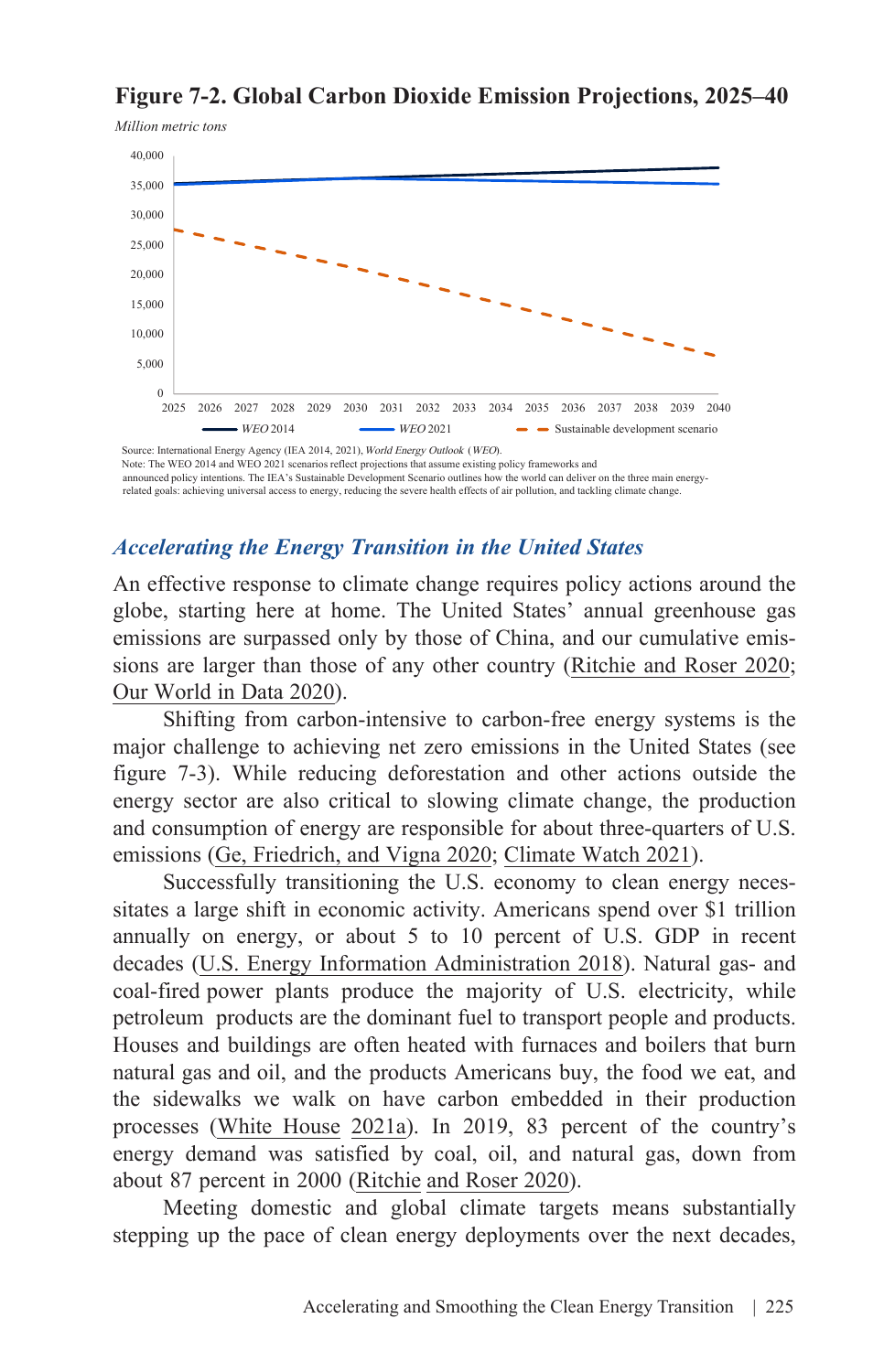**Figure 7-2. Global Carbon Dioxide Emission Projections, 2025–40**

*Million metric tons*

Source: International Energy Agency (IEA 2014, 2021), *World Energy Outlook* (*WEO*).
Note: The WEO 2014 and WEO 2021 scenarios reflect projections that assume existing policy frameworks and announced policy intentions. The IEA's Sustainable Development Scenario outlines how the world can deliver on the three main energy-related goals: achieving universal access to energy, reducing the severe health effects of air pollution, and tackling climate change.

## *Accelerating the Energy Transition in the United States*

An effective response to climate change requires policy actions around the globe, starting here at home. The United States' annual greenhouse gas emissions are surpassed only by those of China, and our cumulative emissions are larger than those of any other country (Ritchie and Roser 2020; Our World in Data 2020).

Shifting from carbon-intensive to carbon-free energy systems is the major challenge to achieving net zero emissions in the United States (see figure 7-3). While reducing deforestation and other actions outside the energy sector are also critical to slowing climate change, the production and consumption of energy are responsible for about three-quarters of U.S. emissions (Ge, Friedrich, and Vigna 2020; Climate Watch 2021).

Successfully transitioning the U.S. economy to clean energy necessitates a large shift in economic activity. Americans spend over $1 trillion annually on energy, or about 5 to 10 percent of U.S. GDP in recent decades (U.S. Energy Information Administration 2018). Natural gas- and coal-fired power plants produce the majority of U.S. electricity, while petroleum products are the dominant fuel to transport people and products. Houses and buildings are often heated with furnaces and boilers that burn natural gas and oil, and the products Americans buy, the food we eat, and the sidewalks we walk on have carbon embedded in their production processes (White House 2021a). In 2019, 83 percent of the country's energy demand was satisfied by coal, oil, and natural gas, down from about 87 percent in 2000 (Ritchie and Roser 2020).

Meeting domestic and global climate targets means substantially stepping up the pace of clean energy deployments over the next decades,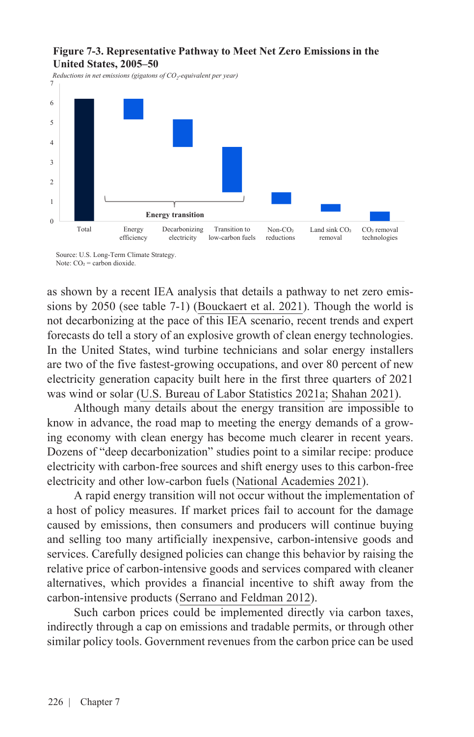**Figure 7-3. Representative Pathway to Meet Net Zero Emissions in the United States, 2005–50**

*Reductions in net emissions (gigatons of $CO_2$-equivalent per year)*

Source: U.S. Long-Term Climate Strategy.
Note: $CO_2$ = carbon dioxide.

as shown by a recent IEA analysis that details a pathway to net zero emissions by 2050 (see table 7-1) (Bouckaert et al. 2021). Though the world is not decarbonizing at the pace of this IEA scenario, recent trends and expert forecasts do tell a story of an explosive growth of clean energy technologies. In the United States, wind turbine technicians and solar energy installers are two of the five fastest-growing occupations, and over 80 percent of new electricity generation capacity built here in the first three quarters of 2021 was wind or solar (U.S. Bureau of Labor Statistics 2021a; Shahan 2021).

Although many details about the energy transition are impossible to know in advance, the road map to meeting the energy demands of a growing economy with clean energy has become much clearer in recent years. Dozens of "deep decarbonization" studies point to a similar recipe: produce electricity with carbon-free sources and shift energy uses to this carbon-free electricity and other low-carbon fuels (National Academies 2021).

A rapid energy transition will not occur without the implementation of a host of policy measures. If market prices fail to account for the damage caused by emissions, then consumers and producers will continue buying and selling too many artificially inexpensive, carbon-intensive goods and services. Carefully designed policies can change this behavior by raising the relative price of carbon-intensive goods and services compared with cleaner alternatives, which provides a financial incentive to shift away from the carbon-intensive products (Serrano and Feldman 2012).

Such carbon prices could be implemented directly via carbon taxes, indirectly through a cap on emissions and tradable permits, or through other similar policy tools. Government revenues from the carbon price can be used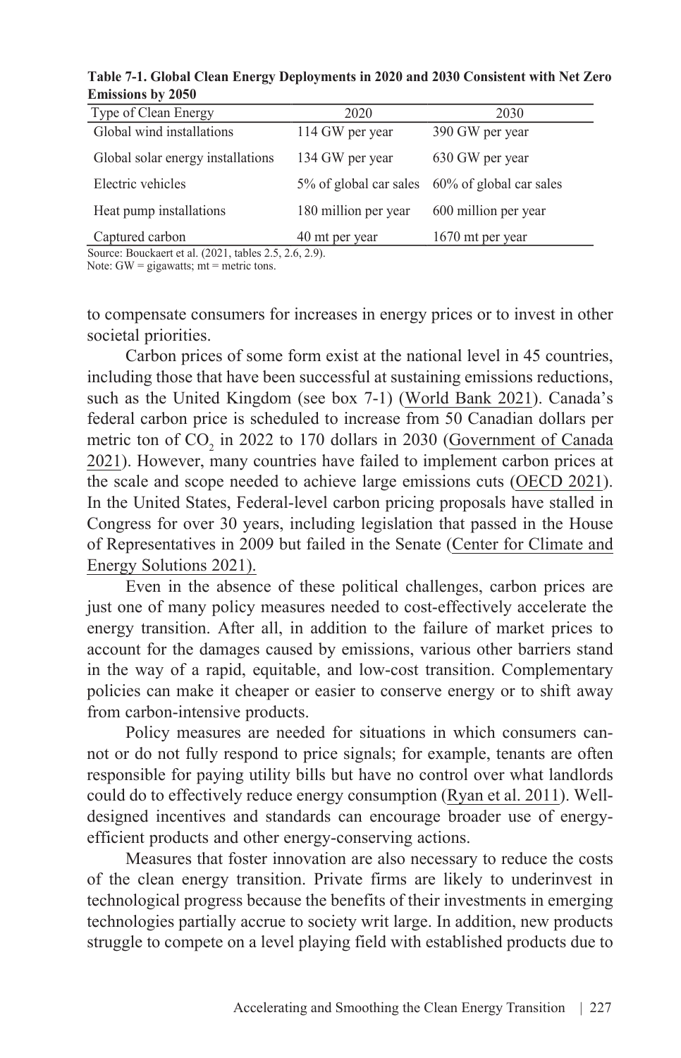**Table 7-1. Global Clean Energy Deployments in 2020 and 2030 Consistent with Net Zero Emissions by 2050**

| Type of Clean Energy | 2020 | 2030 |
|---|---|---|
| Global wind installations | 114 GW per year | 390 GW per year |
| Global solar energy installations | 134 GW per year | 630 GW per year |
| Electric vehicles | 5% of global car sales | 60% of global car sales |
| Heat pump installations | 180 million per year | 600 million per year |
| Captured carbon | 40 mt per year | 1670 mt per year |

Source: Bouckaert et al. (2021, tables 2.5, 2.6, 2.9).
Note: GW = gigawatts; mt = metric tons.

to compensate consumers for increases in energy prices or to invest in other societal priorities.

Carbon prices of some form exist at the national level in 45 countries, including those that have been successful at sustaining emissions reductions, such as the United Kingdom (see box 7-1) (World Bank 2021). Canada's federal carbon price is scheduled to increase from 50 Canadian dollars per metric ton of $CO_2$ in 2022 to 170 dollars in 2030 (Government of Canada 2021). However, many countries have failed to implement carbon prices at the scale and scope needed to achieve large emissions cuts (OECD 2021). In the United States, Federal-level carbon pricing proposals have stalled in Congress for over 30 years, including legislation that passed in the House of Representatives in 2009 but failed in the Senate (Center for Climate and Energy Solutions 2021).

Even in the absence of these political challenges, carbon prices are just one of many policy measures needed to cost-effectively accelerate the energy transition. After all, in addition to the failure of market prices to account for the damages caused by emissions, various other barriers stand in the way of a rapid, equitable, and low-cost transition. Complementary policies can make it cheaper or easier to conserve energy or to shift away from carbon-intensive products.

Policy measures are needed for situations in which consumers cannot or do not fully respond to price signals; for example, tenants are often responsible for paying utility bills but have no control over what landlords could do to effectively reduce energy consumption (Ryan et al. 2011). Well-designed incentives and standards can encourage broader use of energy-efficient products and other energy-conserving actions.

Measures that foster innovation are also necessary to reduce the costs of the clean energy transition. Private firms are likely to underinvest in technological progress because the benefits of their investments in emerging technologies partially accrue to society writ large. In addition, new products struggle to compete on a level playing field with established products due to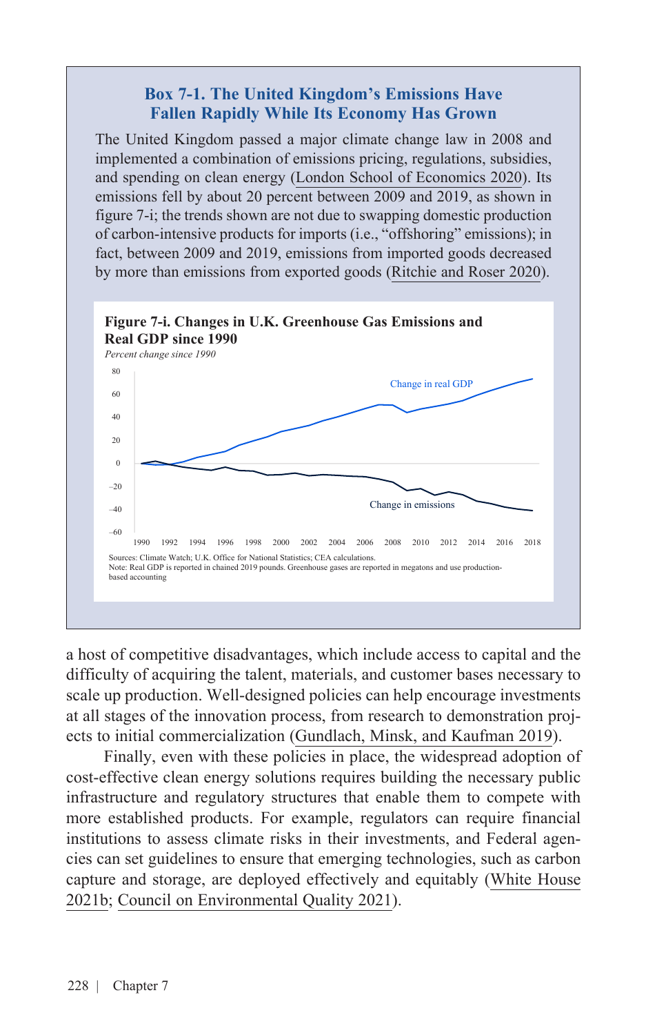### Box 7-1. The United Kingdom's Emissions Have Fallen Rapidly While Its Economy Has Grown

The United Kingdom passed a major climate change law in 2008 and implemented a combination of emissions pricing, regulations, subsidies, and spending on clean energy (London School of Economics 2020). Its emissions fell by about 20 percent between 2009 and 2019, as shown in figure 7-i; the trends shown are not due to swapping domestic production of carbon-intensive products for imports (i.e., "offshoring" emissions); in fact, between 2009 and 2019, emissions from imported goods decreased by more than emissions from exported goods (Ritchie and Roser 2020).

**Figure 7-i. Changes in U.K. Greenhouse Gas Emissions and Real GDP since 1990**

*Percent change since 1990*

Sources: Climate Watch; U.K. Office for National Statistics; CEA calculations.
Note: Real GDP is reported in chained 2019 pounds. Greenhouse gases are reported in megatons and use production-based accounting

a host of competitive disadvantages, which include access to capital and the difficulty of acquiring the talent, materials, and customer bases necessary to scale up production. Well-designed policies can help encourage investments at all stages of the innovation process, from research to demonstration projects to initial commercialization (Gundlach, Minsk, and Kaufman 2019).

Finally, even with these policies in place, the widespread adoption of cost-effective clean energy solutions requires building the necessary public infrastructure and regulatory structures that enable them to compete with more established products. For example, regulators can require financial institutions to assess climate risks in their investments, and Federal agencies can set guidelines to ensure that emerging technologies, such as carbon capture and storage, are deployed effectively and equitably (White House 2021b; Council on Environmental Quality 2021).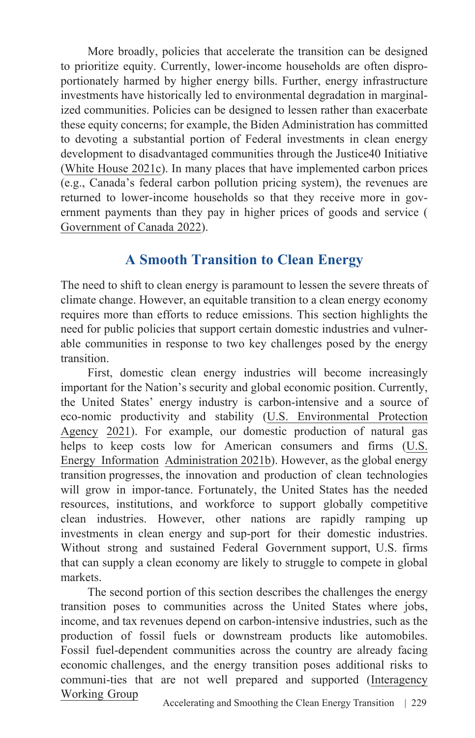More broadly, policies that accelerate the transition can be designed to prioritize equity. Currently, lower-income households are often disproportionately harmed by higher energy bills. Further, energy infrastructure investments have historically led to environmental degradation in marginalized communities. Policies can be designed to lessen rather than exacerbate these equity concerns; for example, the Biden Administration has committed to devoting a substantial portion of Federal investments in clean energy development to disadvantaged communities through the Justice40 Initiative (White House 2021c). In many places that have implemented carbon prices (e.g., Canada's federal carbon pollution pricing system), the revenues are returned to lower-income households so that they receive more in government payments than they pay in higher prices of goods and service ( Government of Canada 2022).

## A Smooth Transition to Clean Energy

The need to shift to clean energy is paramount to lessen the severe threats of climate change. However, an equitable transition to a clean energy economy requires more than efforts to reduce emissions. This section highlights the need for public policies that support certain domestic industries and vulnerable communities in response to two key challenges posed by the energy transition.

First, domestic clean energy industries will become increasingly important for the Nation's security and global economic position. Currently, the United States' energy industry is carbon-intensive and a source of eco-nomic productivity and stability (U.S. Environmental Protection Agency 2021). For example, our domestic production of natural gas helps to keep costs low for American consumers and firms (U.S. Energy Information Administration 2021b). However, as the global energy transition progresses, the innovation and production of clean technologies will grow in impor-tance. Fortunately, the United States has the needed resources, institutions, and workforce to support globally competitive clean industries. However, other nations are rapidly ramping up investments in clean energy and sup-port for their domestic industries. Without strong and sustained Federal Government support, U.S. firms that can supply a clean economy are likely to struggle to compete in global markets.

The second portion of this section describes the challenges the energy transition poses to communities across the United States where jobs, income, and tax revenues depend on carbon-intensive industries, such as the production of fossil fuels or downstream products like automobiles. Fossil fuel-dependent communities across the country are already facing economic challenges, and the energy transition poses additional risks to communi-ties that are not well prepared and supported (Interagency Working Group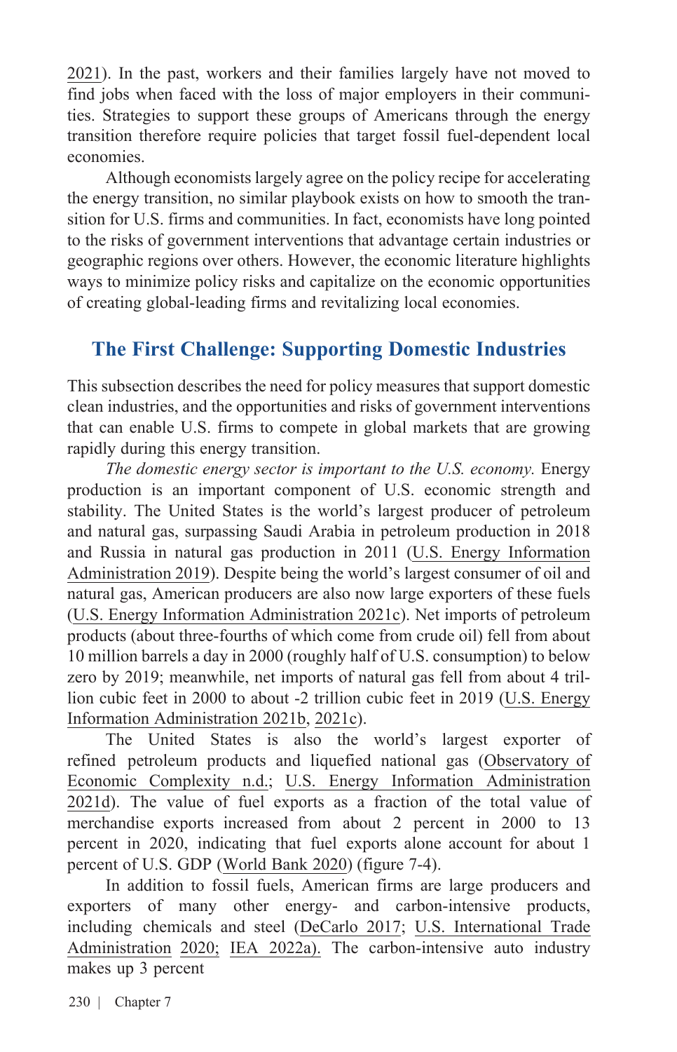2021). In the past, workers and their families largely have not moved to find jobs when faced with the loss of major employers in their communities. Strategies to support these groups of Americans through the energy transition therefore require policies that target fossil fuel-dependent local economies.

Although economists largely agree on the policy recipe for accelerating the energy transition, no similar playbook exists on how to smooth the transition for U.S. firms and communities. In fact, economists have long pointed to the risks of government interventions that advantage certain industries or geographic regions over others. However, the economic literature highlights ways to minimize policy risks and capitalize on the economic opportunities of creating global-leading firms and revitalizing local economies.

## The First Challenge: Supporting Domestic Industries

This subsection describes the need for policy measures that support domestic clean industries, and the opportunities and risks of government interventions that can enable U.S. firms to compete in global markets that are growing rapidly during this energy transition.

*The domestic energy sector is important to the U.S. economy.* Energy production is an important component of U.S. economic strength and stability. The United States is the world's largest producer of petroleum and natural gas, surpassing Saudi Arabia in petroleum production in 2018 and Russia in natural gas production in 2011 (U.S. Energy Information Administration 2019). Despite being the world's largest consumer of oil and natural gas, American producers are also now large exporters of these fuels (U.S. Energy Information Administration 2021c). Net imports of petroleum products (about three-fourths of which come from crude oil) fell from about 10 million barrels a day in 2000 (roughly half of U.S. consumption) to below zero by 2019; meanwhile, net imports of natural gas fell from about 4 trillion cubic feet in 2000 to about -2 trillion cubic feet in 2019 (U.S. Energy Information Administration 2021b, 2021c).

The United States is also the world's largest exporter of refined petroleum products and liquefied national gas (Observatory of Economic Complexity n.d.; U.S. Energy Information Administration 2021d). The value of fuel exports as a fraction of the total value of merchandise exports increased from about 2 percent in 2000 to 13 percent in 2020, indicating that fuel exports alone account for about 1 percent of U.S. GDP (World Bank 2020) (figure 7-4).

In addition to fossil fuels, American firms are large producers and exporters of many other energy- and carbon-intensive products, including chemicals and steel (DeCarlo 2017; U.S. International Trade Administration 2020; IEA 2022a). The carbon-intensive auto industry makes up 3 percent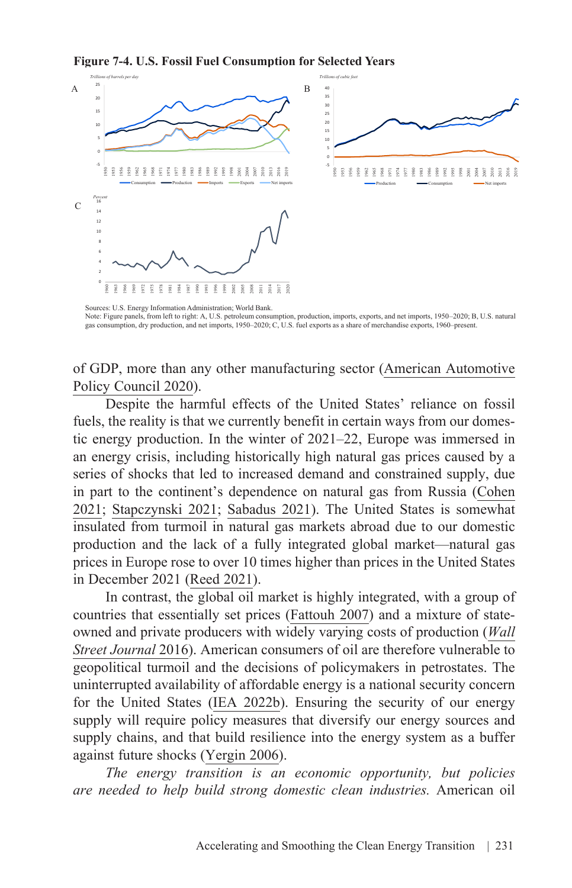**Figure 7-4. U.S. Fossil Fuel Consumption for Selected Years**

Sources: U.S. Energy Information Administration; World Bank.
Note: Figure panels, from left to right: A, U.S. petroleum consumption, production, imports, exports, and net imports, 1950–2020; B, U.S. natural gas consumption, dry production, and net imports, 1950–2020; C, U.S. fuel exports as a share of merchandise exports, 1960–present.

of GDP, more than any other manufacturing sector (American Automotive Policy Council 2020).

Despite the harmful effects of the United States' reliance on fossil fuels, the reality is that we currently benefit in certain ways from our domestic energy production. In the winter of 2021–22, Europe was immersed in an energy crisis, including historically high natural gas prices caused by a series of shocks that led to increased demand and constrained supply, due in part to the continent's dependence on natural gas from Russia (Cohen 2021; Stapczynski 2021; Sabadus 2021). The United States is somewhat insulated from turmoil in natural gas markets abroad due to our domestic production and the lack of a fully integrated global market—natural gas prices in Europe rose to over 10 times higher than prices in the United States in December 2021 (Reed 2021).

In contrast, the global oil market is highly integrated, with a group of countries that essentially set prices (Fattouh 2007) and a mixture of state-owned and private producers with widely varying costs of production (*Wall Street Journal* 2016). American consumers of oil are therefore vulnerable to geopolitical turmoil and the decisions of policymakers in petrostates. The uninterrupted availability of affordable energy is a national security concern for the United States (IEA 2022b). Ensuring the security of our energy supply will require policy measures that diversify our energy sources and supply chains, and that build resilience into the energy system as a buffer against future shocks (Yergin 2006).

*The energy transition is an economic opportunity, but policies are needed to help build strong domestic clean industries.* American oil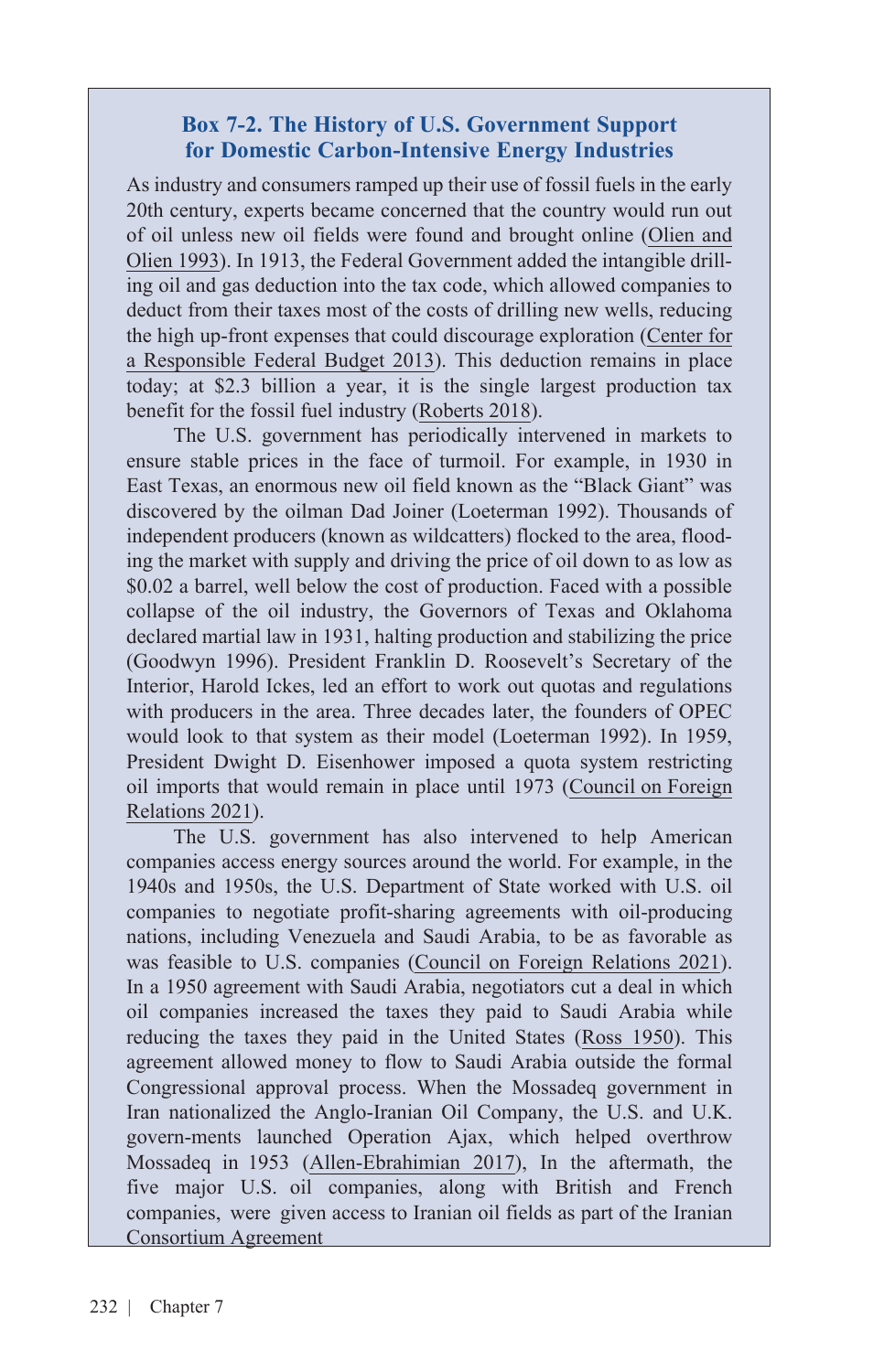### Box 7-2. The History of U.S. Government Support for Domestic Carbon-Intensive Energy Industries

As industry and consumers ramped up their use of fossil fuels in the early 20th century, experts became concerned that the country would run out of oil unless new oil fields were found and brought online (Olien and Olien 1993). In 1913, the Federal Government added the intangible drilling oil and gas deduction into the tax code, which allowed companies to deduct from their taxes most of the costs of drilling new wells, reducing the high up-front expenses that could discourage exploration (Center for a Responsible Federal Budget 2013). This deduction remains in place today; at $2.3 billion a year, it is the single largest production tax benefit for the fossil fuel industry (Roberts 2018).

The U.S. government has periodically intervened in markets to ensure stable prices in the face of turmoil. For example, in 1930 in East Texas, an enormous new oil field known as the "Black Giant" was discovered by the oilman Dad Joiner (Loeterman 1992). Thousands of independent producers (known as wildcatters) flocked to the area, flooding the market with supply and driving the price of oil down to as low as $0.02 a barrel, well below the cost of production. Faced with a possible collapse of the oil industry, the Governors of Texas and Oklahoma declared martial law in 1931, halting production and stabilizing the price (Goodwyn 1996). President Franklin D. Roosevelt's Secretary of the Interior, Harold Ickes, led an effort to work out quotas and regulations with producers in the area. Three decades later, the founders of OPEC would look to that system as their model (Loeterman 1992). In 1959, President Dwight D. Eisenhower imposed a quota system restricting oil imports that would remain in place until 1973 (Council on Foreign Relations 2021).

The U.S. government has also intervened to help American companies access energy sources around the world. For example, in the 1940s and 1950s, the U.S. Department of State worked with U.S. oil companies to negotiate profit-sharing agreements with oil-producing nations, including Venezuela and Saudi Arabia, to be as favorable as was feasible to U.S. companies (Council on Foreign Relations 2021). In a 1950 agreement with Saudi Arabia, negotiators cut a deal in which oil companies increased the taxes they paid to Saudi Arabia while reducing the taxes they paid in the United States (Ross 1950). This agreement allowed money to flow to Saudi Arabia outside the formal Congressional approval process. When the Mossadeq government in Iran nationalized the Anglo-Iranian Oil Company, the U.S. and U.K. govern-ments launched Operation Ajax, which helped overthrow Mossadeq in 1953 (Allen-Ebrahimian 2017), In the aftermath, the five major U.S. oil companies, along with British and French companies, were given access to Iranian oil fields as part of the Iranian Consortium Agreement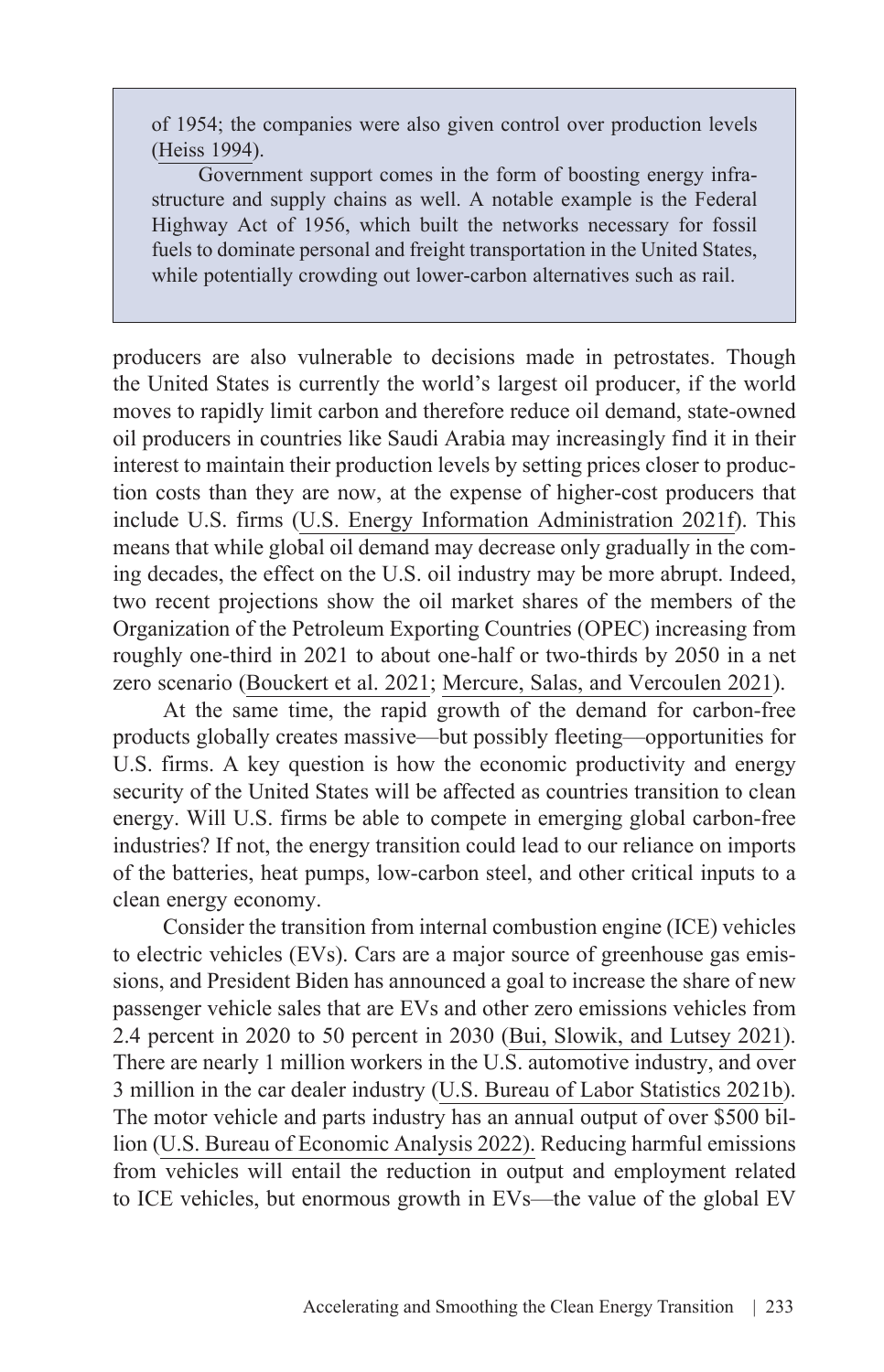of 1954; the companies were also given control over production levels (Heiss 1994).

Government support comes in the form of boosting energy infrastructure and supply chains as well. A notable example is the Federal Highway Act of 1956, which built the networks necessary for fossil fuels to dominate personal and freight transportation in the United States, while potentially crowding out lower-carbon alternatives such as rail.

producers are also vulnerable to decisions made in petrostates. Though the United States is currently the world's largest oil producer, if the world moves to rapidly limit carbon and therefore reduce oil demand, state-owned oil producers in countries like Saudi Arabia may increasingly find it in their interest to maintain their production levels by setting prices closer to production costs than they are now, at the expense of higher-cost producers that include U.S. firms (U.S. Energy Information Administration 2021f). This means that while global oil demand may decrease only gradually in the coming decades, the effect on the U.S. oil industry may be more abrupt. Indeed, two recent projections show the oil market shares of the members of the Organization of the Petroleum Exporting Countries (OPEC) increasing from roughly one-third in 2021 to about one-half or two-thirds by 2050 in a net zero scenario (Bouckert et al. 2021; Mercure, Salas, and Vercoulen 2021).

At the same time, the rapid growth of the demand for carbon-free products globally creates massive—but possibly fleeting—opportunities for U.S. firms. A key question is how the economic productivity and energy security of the United States will be affected as countries transition to clean energy. Will U.S. firms be able to compete in emerging global carbon-free industries? If not, the energy transition could lead to our reliance on imports of the batteries, heat pumps, low-carbon steel, and other critical inputs to a clean energy economy.

Consider the transition from internal combustion engine (ICE) vehicles to electric vehicles (EVs). Cars are a major source of greenhouse gas emissions, and President Biden has announced a goal to increase the share of new passenger vehicle sales that are EVs and other zero emissions vehicles from 2.4 percent in 2020 to 50 percent in 2030 (Bui, Slowik, and Lutsey 2021). There are nearly 1 million workers in the U.S. automotive industry, and over 3 million in the car dealer industry (U.S. Bureau of Labor Statistics 2021b). The motor vehicle and parts industry has an annual output of over $500 billion (U.S. Bureau of Economic Analysis 2022). Reducing harmful emissions from vehicles will entail the reduction in output and employment related to ICE vehicles, but enormous growth in EVs—the value of the global EV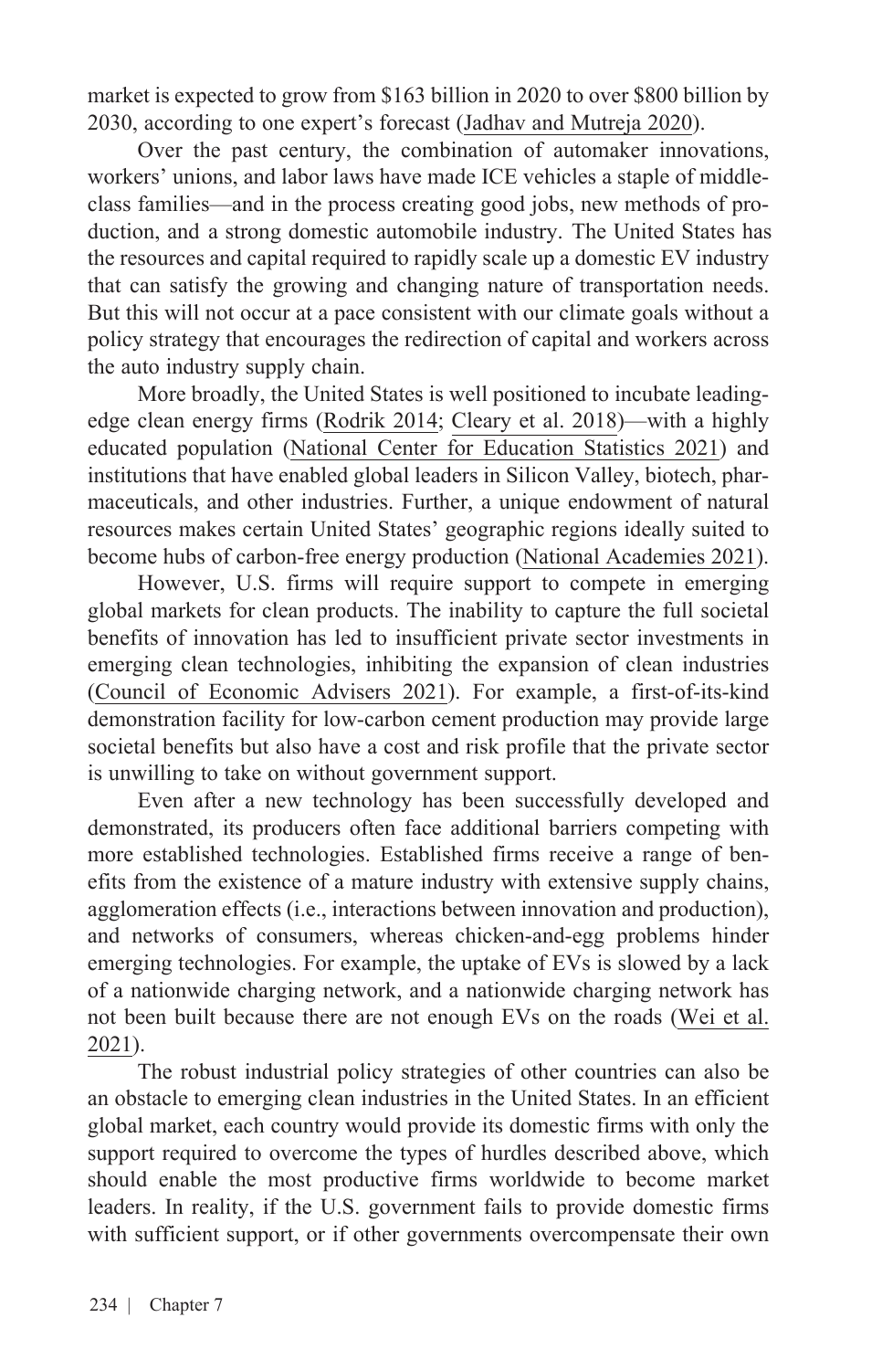market is expected to grow from $163 billion in 2020 to over $800 billion by 2030, according to one expert's forecast (Jadhav and Mutreja 2020).

Over the past century, the combination of automaker innovations, workers' unions, and labor laws have made ICE vehicles a staple of middle-class families—and in the process creating good jobs, new methods of production, and a strong domestic automobile industry. The United States has the resources and capital required to rapidly scale up a domestic EV industry that can satisfy the growing and changing nature of transportation needs. But this will not occur at a pace consistent with our climate goals without a policy strategy that encourages the redirection of capital and workers across the auto industry supply chain.

More broadly, the United States is well positioned to incubate leading-edge clean energy firms (Rodrik 2014; Cleary et al. 2018)—with a highly educated population (National Center for Education Statistics 2021) and institutions that have enabled global leaders in Silicon Valley, biotech, pharmaceuticals, and other industries. Further, a unique endowment of natural resources makes certain United States' geographic regions ideally suited to become hubs of carbon-free energy production (National Academies 2021).

However, U.S. firms will require support to compete in emerging global markets for clean products. The inability to capture the full societal benefits of innovation has led to insufficient private sector investments in emerging clean technologies, inhibiting the expansion of clean industries (Council of Economic Advisers 2021). For example, a first-of-its-kind demonstration facility for low-carbon cement production may provide large societal benefits but also have a cost and risk profile that the private sector is unwilling to take on without government support.

Even after a new technology has been successfully developed and demonstrated, its producers often face additional barriers competing with more established technologies. Established firms receive a range of benefits from the existence of a mature industry with extensive supply chains, agglomeration effects (i.e., interactions between innovation and production), and networks of consumers, whereas chicken-and-egg problems hinder emerging technologies. For example, the uptake of EVs is slowed by a lack of a nationwide charging network, and a nationwide charging network has not been built because there are not enough EVs on the roads (Wei et al. 2021).

The robust industrial policy strategies of other countries can also be an obstacle to emerging clean industries in the United States. In an efficient global market, each country would provide its domestic firms with only the support required to overcome the types of hurdles described above, which should enable the most productive firms worldwide to become market leaders. In reality, if the U.S. government fails to provide domestic firms with sufficient support, or if other governments overcompensate their own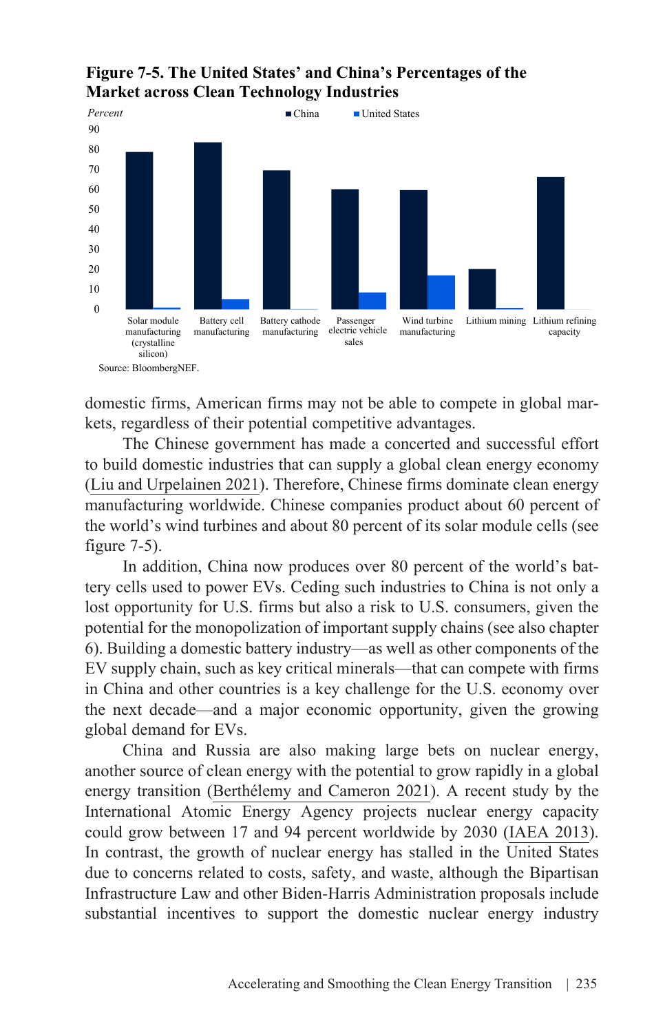**Figure 7-5. The United States' and China's Percentages of the Market across Clean Technology Industries**

Source: BloombergNEF.

domestic firms, American firms may not be able to compete in global markets, regardless of their potential competitive advantages.

The Chinese government has made a concerted and successful effort to build domestic industries that can supply a global clean energy economy (Liu and Urpelainen 2021). Therefore, Chinese firms dominate clean energy manufacturing worldwide. Chinese companies product about 60 percent of the world's wind turbines and about 80 percent of its solar module cells (see figure 7-5).

In addition, China now produces over 80 percent of the world's battery cells used to power EVs. Ceding such industries to China is not only a lost opportunity for U.S. firms but also a risk to U.S. consumers, given the potential for the monopolization of important supply chains (see also chapter 6). Building a domestic battery industry—as well as other components of the EV supply chain, such as key critical minerals—that can compete with firms in China and other countries is a key challenge for the U.S. economy over the next decade—and a major economic opportunity, given the growing global demand for EVs.

China and Russia are also making large bets on nuclear energy, another source of clean energy with the potential to grow rapidly in a global energy transition (Berthélemy and Cameron 2021). A recent study by the International Atomic Energy Agency projects nuclear energy capacity could grow between 17 and 94 percent worldwide by 2030 (IAEA 2013). In contrast, the growth of nuclear energy has stalled in the United States due to concerns related to costs, safety, and waste, although the Bipartisan Infrastructure Law and other Biden-Harris Administration proposals include substantial incentives to support the domestic nuclear energy industry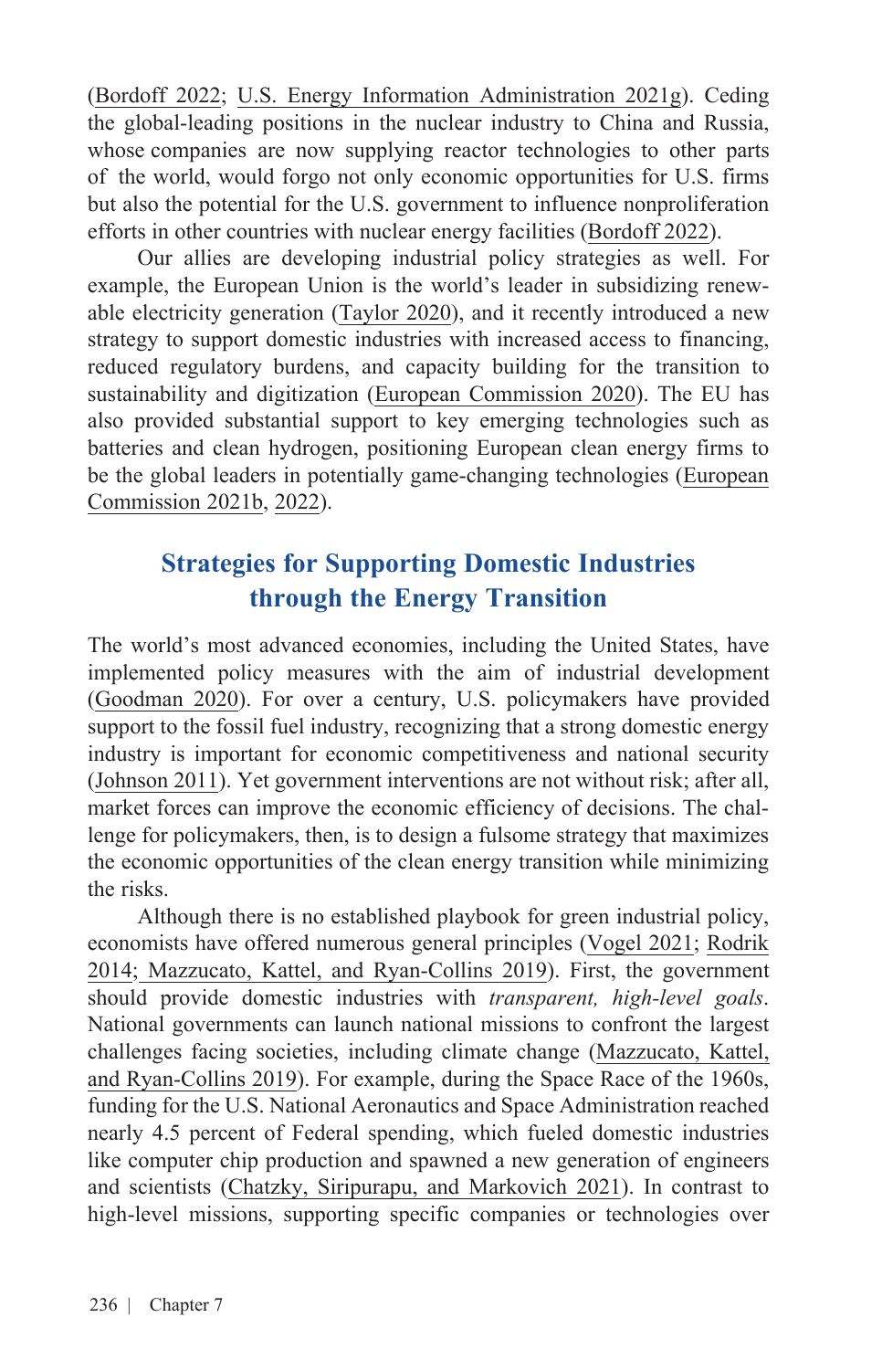(Bordoff 2022; U.S. Energy Information Administration 2021g). Ceding the global-leading positions in the nuclear industry to China and Russia, whose companies are now supplying reactor technologies to other parts of the world, would forgo not only economic opportunities for U.S. firms but also the potential for the U.S. government to influence nonproliferation efforts in other countries with nuclear energy facilities (Bordoff 2022).

Our allies are developing industrial policy strategies as well. For example, the European Union is the world's leader in subsidizing renewable electricity generation (Taylor 2020), and it recently introduced a new strategy to support domestic industries with increased access to financing, reduced regulatory burdens, and capacity building for the transition to sustainability and digitization (European Commission 2020). The EU has also provided substantial support to key emerging technologies such as batteries and clean hydrogen, positioning European clean energy firms to be the global leaders in potentially game-changing technologies (European Commission 2021b, 2022).

## Strategies for Supporting Domestic Industries through the Energy Transition

The world's most advanced economies, including the United States, have implemented policy measures with the aim of industrial development (Goodman 2020). For over a century, U.S. policymakers have provided support to the fossil fuel industry, recognizing that a strong domestic energy industry is important for economic competitiveness and national security (Johnson 2011). Yet government interventions are not without risk; after all, market forces can improve the economic efficiency of decisions. The challenge for policymakers, then, is to design a fulsome strategy that maximizes the economic opportunities of the clean energy transition while minimizing the risks.

Although there is no established playbook for green industrial policy, economists have offered numerous general principles (Vogel 2021; Rodrik 2014; Mazzucato, Kattel, and Ryan-Collins 2019). First, the government should provide domestic industries with *transparent, high-level goals*. National governments can launch national missions to confront the largest challenges facing societies, including climate change (Mazzucato, Kattel, and Ryan-Collins 2019). For example, during the Space Race of the 1960s, funding for the U.S. National Aeronautics and Space Administration reached nearly 4.5 percent of Federal spending, which fueled domestic industries like computer chip production and spawned a new generation of engineers and scientists (Chatzky, Siripurapu, and Markovich 2021). In contrast to high-level missions, supporting specific companies or technologies over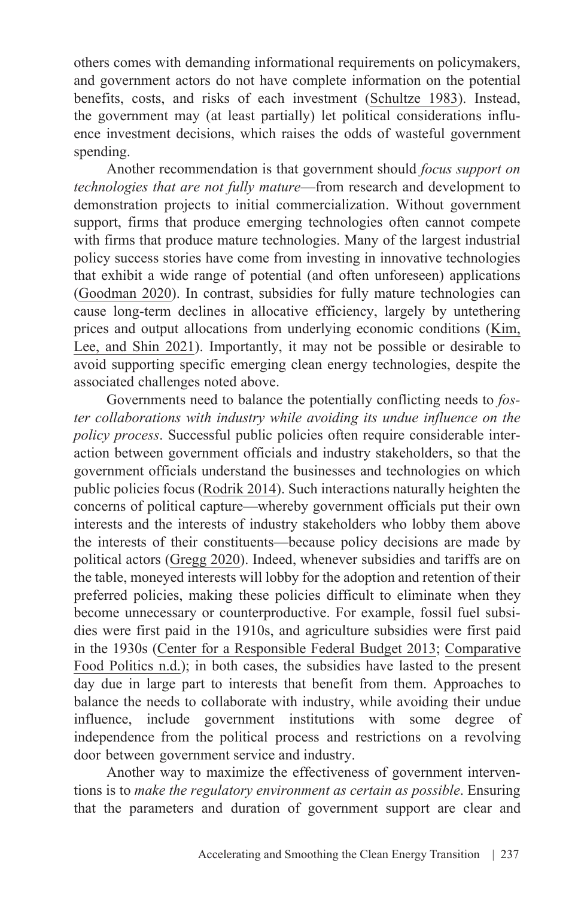others comes with demanding informational requirements on policymakers, and government actors do not have complete information on the potential benefits, costs, and risks of each investment (Schultze 1983). Instead, the government may (at least partially) let political considerations influence investment decisions, which raises the odds of wasteful government spending.

Another recommendation is that government should *focus support on technologies that are not fully mature*—from research and development to demonstration projects to initial commercialization. Without government support, firms that produce emerging technologies often cannot compete with firms that produce mature technologies. Many of the largest industrial policy success stories have come from investing in innovative technologies that exhibit a wide range of potential (and often unforeseen) applications (Goodman 2020). In contrast, subsidies for fully mature technologies can cause long-term declines in allocative efficiency, largely by untethering prices and output allocations from underlying economic conditions (Kim, Lee, and Shin 2021). Importantly, it may not be possible or desirable to avoid supporting specific emerging clean energy technologies, despite the associated challenges noted above.

Governments need to balance the potentially conflicting needs to *foster collaborations with industry while avoiding its undue influence on the policy process*. Successful public policies often require considerable interaction between government officials and industry stakeholders, so that the government officials understand the businesses and technologies on which public policies focus (Rodrik 2014). Such interactions naturally heighten the concerns of political capture—whereby government officials put their own interests and the interests of industry stakeholders who lobby them above the interests of their constituents—because policy decisions are made by political actors (Gregg 2020). Indeed, whenever subsidies and tariffs are on the table, moneyed interests will lobby for the adoption and retention of their preferred policies, making these policies difficult to eliminate when they become unnecessary or counterproductive. For example, fossil fuel subsidies were first paid in the 1910s, and agriculture subsidies were first paid in the 1930s (Center for a Responsible Federal Budget 2013; Comparative Food Politics n.d.); in both cases, the subsidies have lasted to the present day due in large part to interests that benefit from them. Approaches to balance the needs to collaborate with industry, while avoiding their undue influence, include government institutions with some degree of independence from the political process and restrictions on a revolving door between government service and industry.

Another way to maximize the effectiveness of government interventions is to *make the regulatory environment as certain as possible*. Ensuring that the parameters and duration of government support are clear and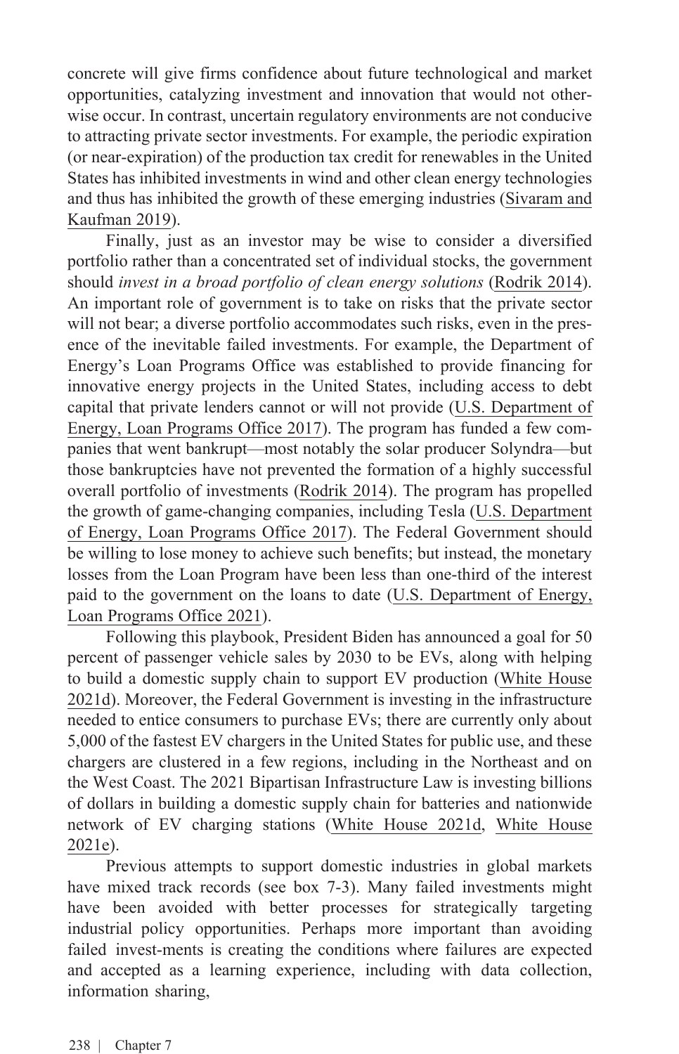concrete will give firms confidence about future technological and market opportunities, catalyzing investment and innovation that would not otherwise occur. In contrast, uncertain regulatory environments are not conducive to attracting private sector investments. For example, the periodic expiration (or near-expiration) of the production tax credit for renewables in the United States has inhibited investments in wind and other clean energy technologies and thus has inhibited the growth of these emerging industries (Sivaram and Kaufman 2019).

Finally, just as an investor may be wise to consider a diversified portfolio rather than a concentrated set of individual stocks, the government should *invest in a broad portfolio of clean energy solutions* (Rodrik 2014). An important role of government is to take on risks that the private sector will not bear; a diverse portfolio accommodates such risks, even in the presence of the inevitable failed investments. For example, the Department of Energy's Loan Programs Office was established to provide financing for innovative energy projects in the United States, including access to debt capital that private lenders cannot or will not provide (U.S. Department of Energy, Loan Programs Office 2017). The program has funded a few companies that went bankrupt—most notably the solar producer Solyndra—but those bankruptcies have not prevented the formation of a highly successful overall portfolio of investments (Rodrik 2014). The program has propelled the growth of game-changing companies, including Tesla (U.S. Department of Energy, Loan Programs Office 2017). The Federal Government should be willing to lose money to achieve such benefits; but instead, the monetary losses from the Loan Program have been less than one-third of the interest paid to the government on the loans to date (U.S. Department of Energy, Loan Programs Office 2021).

Following this playbook, President Biden has announced a goal for 50 percent of passenger vehicle sales by 2030 to be EVs, along with helping to build a domestic supply chain to support EV production (White House 2021d). Moreover, the Federal Government is investing in the infrastructure needed to entice consumers to purchase EVs; there are currently only about 5,000 of the fastest EV chargers in the United States for public use, and these chargers are clustered in a few regions, including in the Northeast and on the West Coast. The 2021 Bipartisan Infrastructure Law is investing billions of dollars in building a domestic supply chain for batteries and nationwide network of EV charging stations (White House 2021d, White House 2021e).

Previous attempts to support domestic industries in global markets have mixed track records (see box 7-3). Many failed investments might have been avoided with better processes for strategically targeting industrial policy opportunities. Perhaps more important than avoiding failed invest-ments is creating the conditions where failures are expected and accepted as a learning experience, including with data collection, information sharing,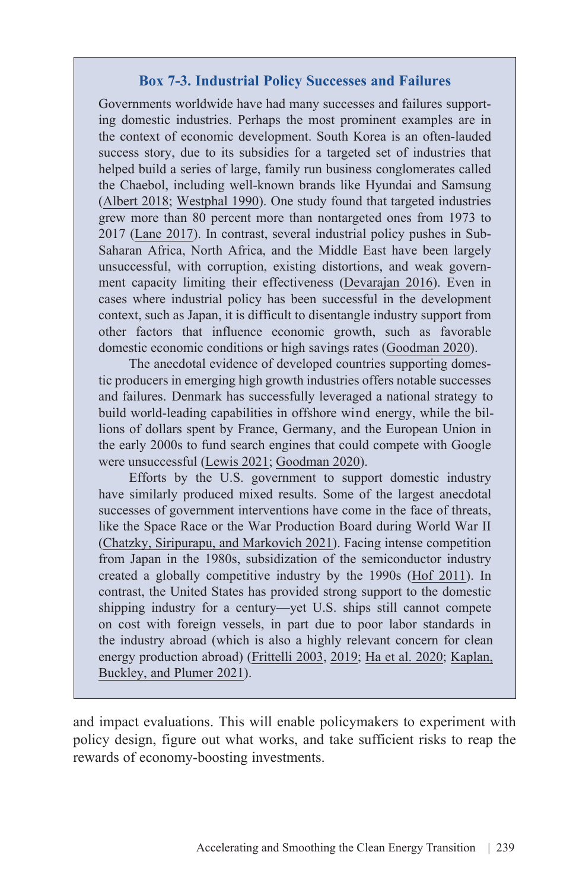### Box 7-3. Industrial Policy Successes and Failures

Governments worldwide have had many successes and failures supporting domestic industries. Perhaps the most prominent examples are in the context of economic development. South Korea is an often-lauded success story, due to its subsidies for a targeted set of industries that helped build a series of large, family run business conglomerates called the Chaebol, including well-known brands like Hyundai and Samsung (Albert 2018; Westphal 1990). One study found that targeted industries grew more than 80 percent more than nontargeted ones from 1973 to 2017 (Lane 2017). In contrast, several industrial policy pushes in Sub-Saharan Africa, North Africa, and the Middle East have been largely unsuccessful, with corruption, existing distortions, and weak government capacity limiting their effectiveness (Devarajan 2016). Even in cases where industrial policy has been successful in the development context, such as Japan, it is difficult to disentangle industry support from other factors that influence economic growth, such as favorable domestic economic conditions or high savings rates (Goodman 2020).

The anecdotal evidence of developed countries supporting domestic producers in emerging high growth industries offers notable successes and failures. Denmark has successfully leveraged a national strategy to build world-leading capabilities in offshore wind energy, while the billions of dollars spent by France, Germany, and the European Union in the early 2000s to fund search engines that could compete with Google were unsuccessful (Lewis 2021; Goodman 2020).

Efforts by the U.S. government to support domestic industry have similarly produced mixed results. Some of the largest anecdotal successes of government interventions have come in the face of threats, like the Space Race or the War Production Board during World War II (Chatzky, Siripurapu, and Markovich 2021). Facing intense competition from Japan in the 1980s, subsidization of the semiconductor industry created a globally competitive industry by the 1990s (Hof 2011). In contrast, the United States has provided strong support to the domestic shipping industry for a century—yet U.S. ships still cannot compete on cost with foreign vessels, in part due to poor labor standards in the industry abroad (which is also a highly relevant concern for clean energy production abroad) (Frittelli 2003, 2019; Ha et al. 2020; Kaplan, Buckley, and Plumer 2021).

---

and impact evaluations. This will enable policymakers to experiment with policy design, figure out what works, and take sufficient risks to reap the rewards of economy-boosting investments.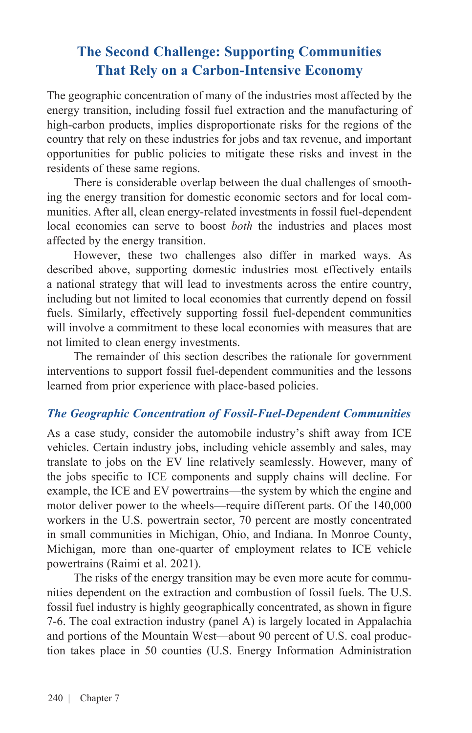## The Second Challenge: Supporting Communities That Rely on a Carbon-Intensive Economy

The geographic concentration of many of the industries most affected by the energy transition, including fossil fuel extraction and the manufacturing of high-carbon products, implies disproportionate risks for the regions of the country that rely on these industries for jobs and tax revenue, and important opportunities for public policies to mitigate these risks and invest in the residents of these same regions.

There is considerable overlap between the dual challenges of smoothing the energy transition for domestic economic sectors and for local communities. After all, clean energy-related investments in fossil fuel-dependent local economies can serve to boost *both* the industries and places most affected by the energy transition.

However, these two challenges also differ in marked ways. As described above, supporting domestic industries most effectively entails a national strategy that will lead to investments across the entire country, including but not limited to local economies that currently depend on fossil fuels. Similarly, effectively supporting fossil fuel-dependent communities will involve a commitment to these local economies with measures that are not limited to clean energy investments.

The remainder of this section describes the rationale for government interventions to support fossil fuel-dependent communities and the lessons learned from prior experience with place-based policies.

### *The Geographic Concentration of Fossil-Fuel-Dependent Communities*

As a case study, consider the automobile industry's shift away from ICE vehicles. Certain industry jobs, including vehicle assembly and sales, may translate to jobs on the EV line relatively seamlessly. However, many of the jobs specific to ICE components and supply chains will decline. For example, the ICE and EV powertrains—the system by which the engine and motor deliver power to the wheels—require different parts. Of the 140,000 workers in the U.S. powertrain sector, 70 percent are mostly concentrated in small communities in Michigan, Ohio, and Indiana. In Monroe County, Michigan, more than one-quarter of employment relates to ICE vehicle powertrains (Raimi et al. 2021).

The risks of the energy transition may be even more acute for communities dependent on the extraction and combustion of fossil fuels. The U.S. fossil fuel industry is highly geographically concentrated, as shown in figure 7-6. The coal extraction industry (panel A) is largely located in Appalachia and portions of the Mountain West—about 90 percent of U.S. coal production takes place in 50 counties (U.S. Energy Information Administration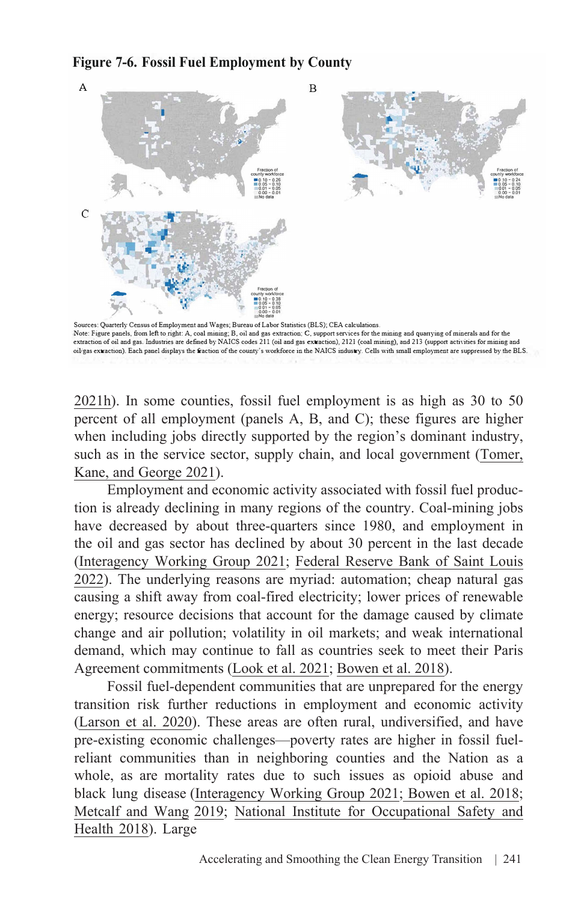**Figure 7-6. Fossil Fuel Employment by County**

Sources: Quarterly Census of Employment and Wages; Bureau of Labor Statistics (BLS); CEA calculations.
Note: Figure panels, from left to right: A, coal mining; B, oil and gas extraction; C, support services for the mining and quarrying of minerals and for the extraction of oil and gas. Industries are defined by NAICS codes 211 (oil and gas extraction), 2121 (coal mining), and 213 (support activities for mining and oil/gas extraction). Each panel displays the fraction of the county's workforce in the NAICS industry. Cells with small employment are suppressed by the BLS.

2021h). In some counties, fossil fuel employment is as high as 30 to 50 percent of all employment (panels A, B, and C); these figures are higher when including jobs directly supported by the region's dominant industry, such as in the service sector, supply chain, and local government (Tomer, Kane, and George 2021).

Employment and economic activity associated with fossil fuel production is already declining in many regions of the country. Coal-mining jobs have decreased by about three-quarters since 1980, and employment in the oil and gas sector has declined by about 30 percent in the last decade (Interagency Working Group 2021; Federal Reserve Bank of Saint Louis 2022). The underlying reasons are myriad: automation; cheap natural gas causing a shift away from coal-fired electricity; lower prices of renewable energy; resource decisions that account for the damage caused by climate change and air pollution; volatility in oil markets; and weak international demand, which may continue to fall as countries seek to meet their Paris Agreement commitments (Look et al. 2021; Bowen et al. 2018).

Fossil fuel-dependent communities that are unprepared for the energy transition risk further reductions in employment and economic activity (Larson et al. 2020). These areas are often rural, undiversified, and have pre-existing economic challenges—poverty rates are higher in fossil fuel-reliant communities than in neighboring counties and the Nation as a whole, as are mortality rates due to such issues as opioid abuse and black lung disease (Interagency Working Group 2021; Bowen et al. 2018; Metcalf and Wang 2019; National Institute for Occupational Safety and Health 2018). Large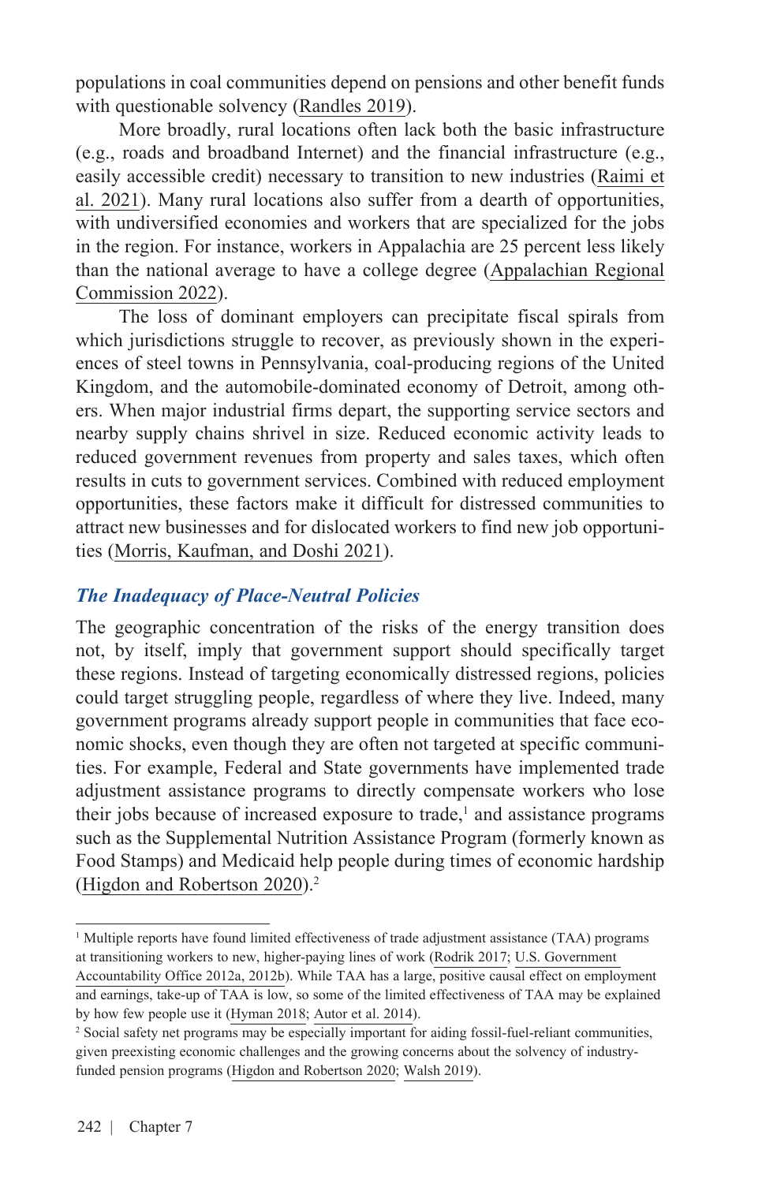populations in coal communities depend on pensions and other benefit funds with questionable solvency (Randles 2019).

More broadly, rural locations often lack both the basic infrastructure (e.g., roads and broadband Internet) and the financial infrastructure (e.g., easily accessible credit) necessary to transition to new industries (Raimi et al. 2021). Many rural locations also suffer from a dearth of opportunities, with undiversified economies and workers that are specialized for the jobs in the region. For instance, workers in Appalachia are 25 percent less likely than the national average to have a college degree (Appalachian Regional Commission 2022).

The loss of dominant employers can precipitate fiscal spirals from which jurisdictions struggle to recover, as previously shown in the experiences of steel towns in Pennsylvania, coal-producing regions of the United Kingdom, and the automobile-dominated economy of Detroit, among others. When major industrial firms depart, the supporting service sectors and nearby supply chains shrivel in size. Reduced economic activity leads to reduced government revenues from property and sales taxes, which often results in cuts to government services. Combined with reduced employment opportunities, these factors make it difficult for distressed communities to attract new businesses and for dislocated workers to find new job opportunities (Morris, Kaufman, and Doshi 2021).

### *The Inadequacy of Place-Neutral Policies*

The geographic concentration of the risks of the energy transition does not, by itself, imply that government support should specifically target these regions. Instead of targeting economically distressed regions, policies could target struggling people, regardless of where they live. Indeed, many government programs already support people in communities that face economic shocks, even though they are often not targeted at specific communities. For example, Federal and State governments have implemented trade adjustment assistance programs to directly compensate workers who lose their jobs because of increased exposure to trade,[1] and assistance programs such as the Supplemental Nutrition Assistance Program (formerly known as Food Stamps) and Medicaid help people during times of economic hardship (Higdon and Robertson 2020).[2]

---

[1] Multiple reports have found limited effectiveness of trade adjustment assistance (TAA) programs at transitioning workers to new, higher-paying lines of work (Rodrik 2017; U.S. Government Accountability Office 2012a, 2012b). While TAA has a large, positive causal effect on employment and earnings, take-up of TAA is low, so some of the limited effectiveness of TAA may be explained by how few people use it (Hyman 2018; Autor et al. 2014).

[2] Social safety net programs may be especially important for aiding fossil-fuel-reliant communities, given preexisting economic challenges and the growing concerns about the solvency of industry-funded pension programs (Higdon and Robertson 2020; Walsh 2019).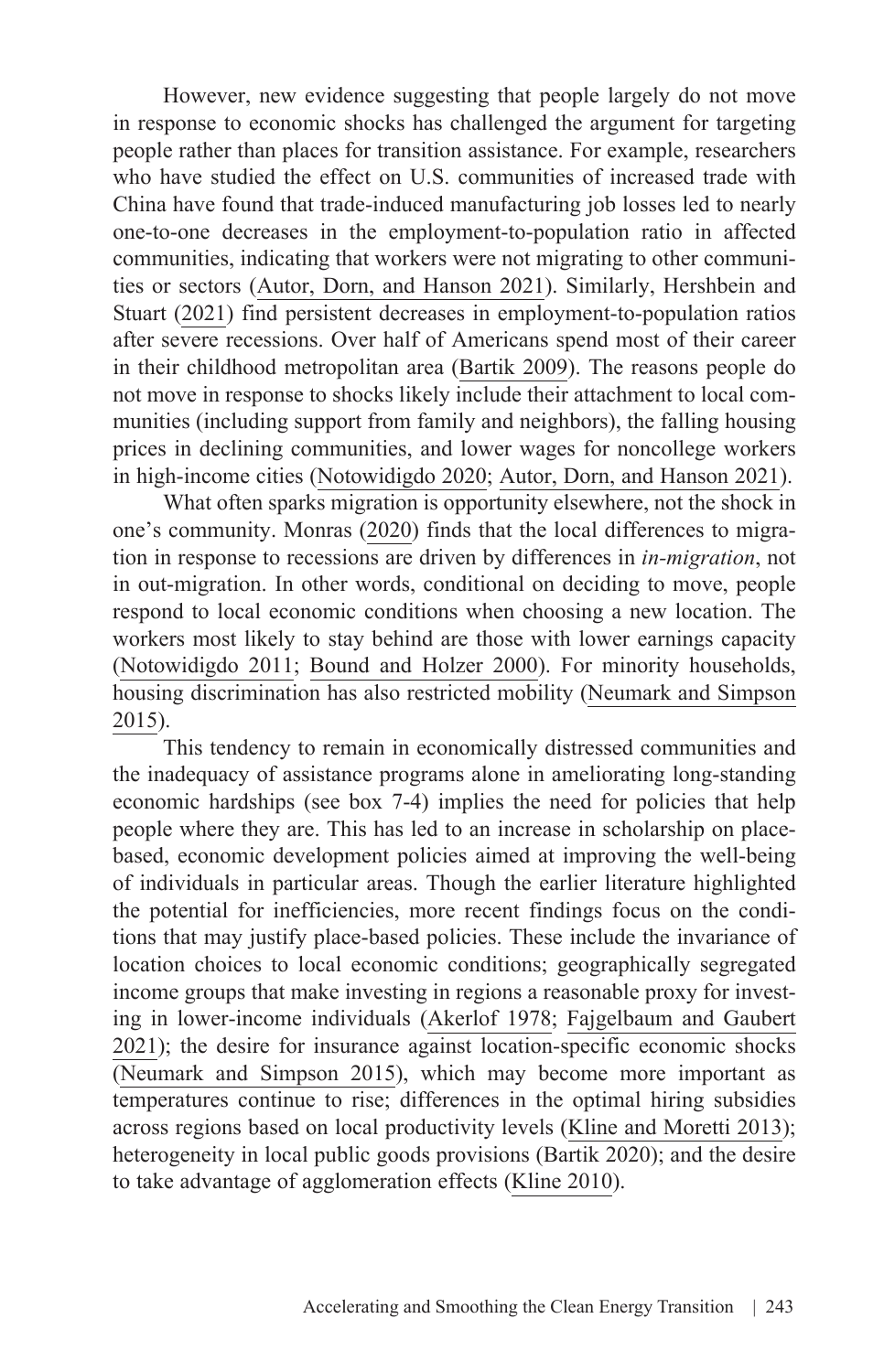However, new evidence suggesting that people largely do not move in response to economic shocks has challenged the argument for targeting people rather than places for transition assistance. For example, researchers who have studied the effect on U.S. communities of increased trade with China have found that trade-induced manufacturing job losses led to nearly one-to-one decreases in the employment-to-population ratio in affected communities, indicating that workers were not migrating to other communities or sectors (Autor, Dorn, and Hanson 2021). Similarly, Hershbein and Stuart (2021) find persistent decreases in employment-to-population ratios after severe recessions. Over half of Americans spend most of their career in their childhood metropolitan area (Bartik 2009). The reasons people do not move in response to shocks likely include their attachment to local communities (including support from family and neighbors), the falling housing prices in declining communities, and lower wages for noncollege workers in high-income cities (Notowidigdo 2020; Autor, Dorn, and Hanson 2021).

What often sparks migration is opportunity elsewhere, not the shock in one's community. Monras (2020) finds that the local differences to migration in response to recessions are driven by differences in *in-migration*, not in out-migration. In other words, conditional on deciding to move, people respond to local economic conditions when choosing a new location. The workers most likely to stay behind are those with lower earnings capacity (Notowidigdo 2011; Bound and Holzer 2000). For minority households, housing discrimination has also restricted mobility (Neumark and Simpson 2015).

This tendency to remain in economically distressed communities and the inadequacy of assistance programs alone in ameliorating long-standing economic hardships (see box 7-4) implies the need for policies that help people where they are. This has led to an increase in scholarship on place-based, economic development policies aimed at improving the well-being of individuals in particular areas. Though the earlier literature highlighted the potential for inefficiencies, more recent findings focus on the conditions that may justify place-based policies. These include the invariance of location choices to local economic conditions; geographically segregated income groups that make investing in regions a reasonable proxy for investing in lower-income individuals (Akerlof 1978; Fajgelbaum and Gaubert 2021); the desire for insurance against location-specific economic shocks (Neumark and Simpson 2015), which may become more important as temperatures continue to rise; differences in the optimal hiring subsidies across regions based on local productivity levels (Kline and Moretti 2013); heterogeneity in local public goods provisions (Bartik 2020); and the desire to take advantage of agglomeration effects (Kline 2010).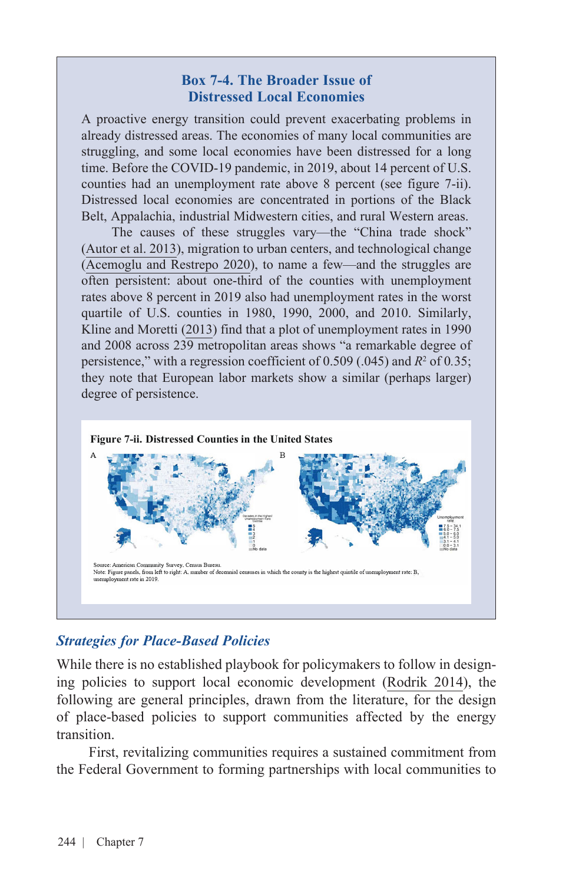## Box 7-4. The Broader Issue of Distressed Local Economies

A proactive energy transition could prevent exacerbating problems in already distressed areas. The economies of many local communities are struggling, and some local economies have been distressed for a long time. Before the COVID-19 pandemic, in 2019, about 14 percent of U.S. counties had an unemployment rate above 8 percent (see figure 7-ii). Distressed local economies are concentrated in portions of the Black Belt, Appalachia, industrial Midwestern cities, and rural Western areas.

The causes of these struggles vary—the "China trade shock" (Autor et al. 2013), migration to urban centers, and technological change (Acemoglu and Restrepo 2020), to name a few—and the struggles are often persistent: about one-third of the counties with unemployment rates above 8 percent in 2019 also had unemployment rates in the worst quartile of U.S. counties in 1980, 1990, 2000, and 2010. Similarly, Kline and Moretti (2013) find that a plot of unemployment rates in 1990 and 2008 across 239 metropolitan areas shows "a remarkable degree of persistence," with a regression coefficient of 0.509 (.045) and $R^2$ of 0.35; they note that European labor markets show a similar (perhaps larger) degree of persistence.

**Figure 7-ii. Distressed Counties in the United States**

Source: American Community Survey, Census Bureau.
Note: Figure panels, from left to right: A, number of decennial censuses in which the county is the highest quintile of unemployment rate; B, unemployment rate in 2019.

### *Strategies for Place-Based Policies*

While there is no established playbook for policymakers to follow in designing policies to support local economic development (Rodrik 2014), the following are general principles, drawn from the literature, for the design of place-based policies to support communities affected by the energy transition.

First, revitalizing communities requires a sustained commitment from the Federal Government to forming partnerships with local communities to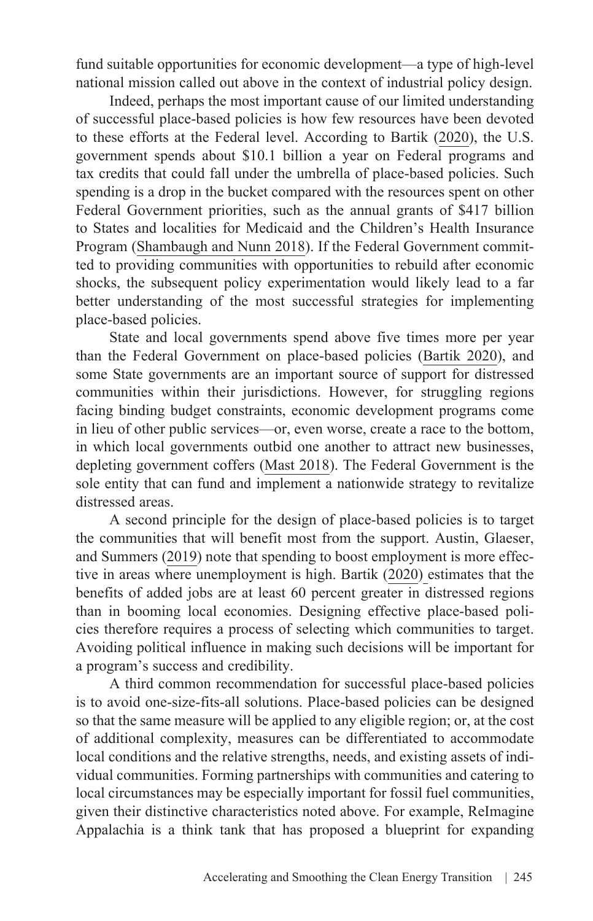fund suitable opportunities for economic development—a type of high-level national mission called out above in the context of industrial policy design.

Indeed, perhaps the most important cause of our limited understanding of successful place-based policies is how few resources have been devoted to these efforts at the Federal level. According to Bartik (2020), the U.S. government spends about $10.1 billion a year on Federal programs and tax credits that could fall under the umbrella of place-based policies. Such spending is a drop in the bucket compared with the resources spent on other Federal Government priorities, such as the annual grants of $417 billion to States and localities for Medicaid and the Children's Health Insurance Program (Shambaugh and Nunn 2018). If the Federal Government committed to providing communities with opportunities to rebuild after economic shocks, the subsequent policy experimentation would likely lead to a far better understanding of the most successful strategies for implementing place-based policies.

State and local governments spend above five times more per year than the Federal Government on place-based policies (Bartik 2020), and some State governments are an important source of support for distressed communities within their jurisdictions. However, for struggling regions facing binding budget constraints, economic development programs come in lieu of other public services—or, even worse, create a race to the bottom, in which local governments outbid one another to attract new businesses, depleting government coffers (Mast 2018). The Federal Government is the sole entity that can fund and implement a nationwide strategy to revitalize distressed areas.

A second principle for the design of place-based policies is to target the communities that will benefit most from the support. Austin, Glaeser, and Summers (2019) note that spending to boost employment is more effective in areas where unemployment is high. Bartik (2020) estimates that the benefits of added jobs are at least 60 percent greater in distressed regions than in booming local economies. Designing effective place-based policies therefore requires a process of selecting which communities to target. Avoiding political influence in making such decisions will be important for a program's success and credibility.

A third common recommendation for successful place-based policies is to avoid one-size-fits-all solutions. Place-based policies can be designed so that the same measure will be applied to any eligible region; or, at the cost of additional complexity, measures can be differentiated to accommodate local conditions and the relative strengths, needs, and existing assets of individual communities. Forming partnerships with communities and catering to local circumstances may be especially important for fossil fuel communities, given their distinctive characteristics noted above. For example, ReImagine Appalachia is a think tank that has proposed a blueprint for expanding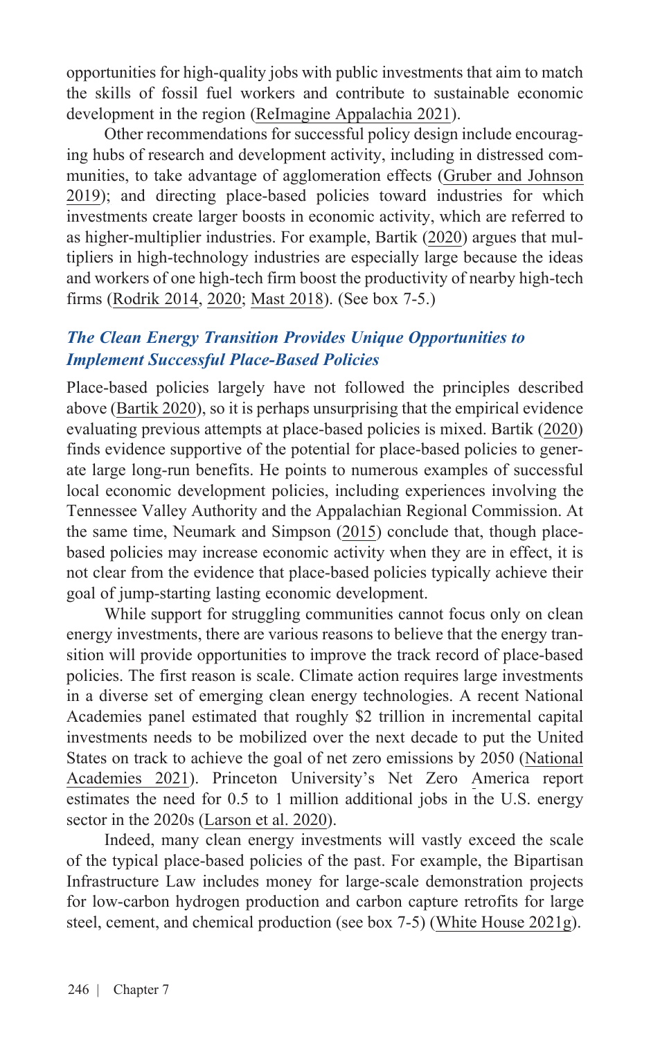opportunities for high-quality jobs with public investments that aim to match the skills of fossil fuel workers and contribute to sustainable economic development in the region (ReImagine Appalachia 2021).

Other recommendations for successful policy design include encouraging hubs of research and development activity, including in distressed communities, to take advantage of agglomeration effects (Gruber and Johnson 2019); and directing place-based policies toward industries for which investments create larger boosts in economic activity, which are referred to as higher-multiplier industries. For example, Bartik (2020) argues that multipliers in high-technology industries are especially large because the ideas and workers of one high-tech firm boost the productivity of nearby high-tech firms (Rodrik 2014, 2020; Mast 2018). (See box 7-5.)

### *The Clean Energy Transition Provides Unique Opportunities to Implement Successful Place-Based Policies*

Place-based policies largely have not followed the principles described above (Bartik 2020), so it is perhaps unsurprising that the empirical evidence evaluating previous attempts at place-based policies is mixed. Bartik (2020) finds evidence supportive of the potential for place-based policies to generate large long-run benefits. He points to numerous examples of successful local economic development policies, including experiences involving the Tennessee Valley Authority and the Appalachian Regional Commission. At the same time, Neumark and Simpson (2015) conclude that, though place-based policies may increase economic activity when they are in effect, it is not clear from the evidence that place-based policies typically achieve their goal of jump-starting lasting economic development.

While support for struggling communities cannot focus only on clean energy investments, there are various reasons to believe that the energy transition will provide opportunities to improve the track record of place-based policies. The first reason is scale. Climate action requires large investments in a diverse set of emerging clean energy technologies. A recent National Academies panel estimated that roughly $2 trillion in incremental capital investments needs to be mobilized over the next decade to put the United States on track to achieve the goal of net zero emissions by 2050 (National Academies 2021). Princeton University's Net Zero America report estimates the need for 0.5 to 1 million additional jobs in the U.S. energy sector in the 2020s (Larson et al. 2020).

Indeed, many clean energy investments will vastly exceed the scale of the typical place-based policies of the past. For example, the Bipartisan Infrastructure Law includes money for large-scale demonstration projects for low-carbon hydrogen production and carbon capture retrofits for large steel, cement, and chemical production (see box 7-5) (White House 2021g).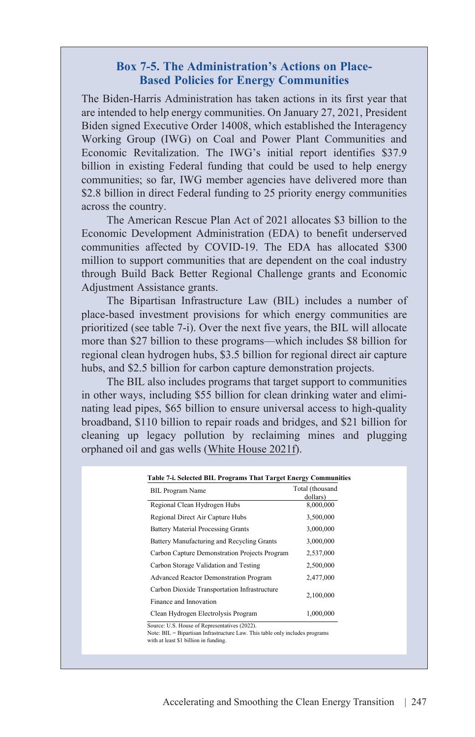### Box 7-5. The Administration's Actions on Place-Based Policies for Energy Communities

The Biden-Harris Administration has taken actions in its first year that are intended to help energy communities. On January 27, 2021, President Biden signed Executive Order 14008, which established the Interagency Working Group (IWG) on Coal and Power Plant Communities and Economic Revitalization. The IWG's initial report identifies $37.9 billion in existing Federal funding that could be used to help energy communities; so far, IWG member agencies have delivered more than $2.8 billion in direct Federal funding to 25 priority energy communities across the country.

The American Rescue Plan Act of 2021 allocates $3 billion to the Economic Development Administration (EDA) to benefit underserved communities affected by COVID-19. The EDA has allocated $300 million to support communities that are dependent on the coal industry through Build Back Better Regional Challenge grants and Economic Adjustment Assistance grants.

The Bipartisan Infrastructure Law (BIL) includes a number of place-based investment provisions for which energy communities are prioritized (see table 7-i). Over the next five years, the BIL will allocate more than $27 billion to these programs—which includes $8 billion for regional clean hydrogen hubs, $3.5 billion for regional direct air capture hubs, and $2.5 billion for carbon capture demonstration projects.

The BIL also includes programs that target support to communities in other ways, including $55 billion for clean drinking water and eliminating lead pipes, $65 billion to ensure universal access to high-quality broadband, $110 billion to repair roads and bridges, and $21 billion for cleaning up legacy pollution by reclaiming mines and plugging orphaned oil and gas wells (White House 2021f).

**Table 7-i. Selected BIL Programs That Target Energy Communities**

| BIL Program Name | Total (thousand dollars) |
|---|---|
| Regional Clean Hydrogen Hubs | 8,000,000 |
| Regional Direct Air Capture Hubs | 3,500,000 |
| Battery Material Processing Grants | 3,000,000 |
| Battery Manufacturing and Recycling Grants | 3,000,000 |
| Carbon Capture Demonstration Projects Program | 2,537,000 |
| Carbon Storage Validation and Testing | 2,500,000 |
| Advanced Reactor Demonstration Program | 2,477,000 |
| Carbon Dioxide Transportation Infrastructure Finance and Innovation | 2,100,000 |
| Clean Hydrogen Electrolysis Program | 1,000,000 |

Source: U.S. House of Representatives (2022).
Note: BIL = Bipartisan Infrastructure Law. This table only includes programs with at least $1 billion in funding.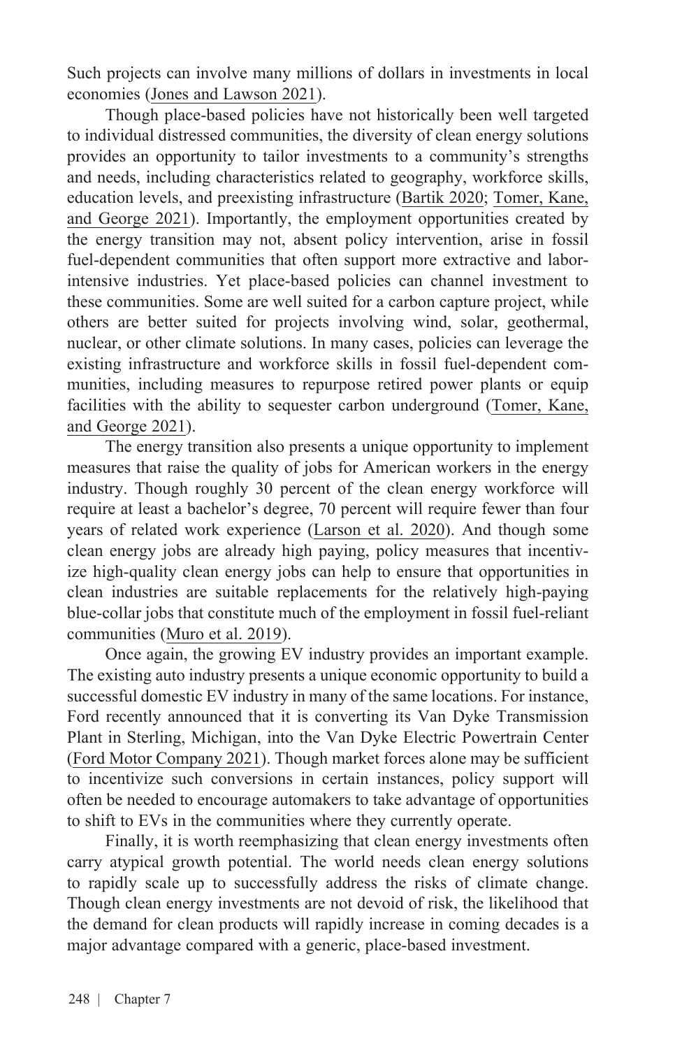Such projects can involve many millions of dollars in investments in local economies (Jones and Lawson 2021).

Though place-based policies have not historically been well targeted to individual distressed communities, the diversity of clean energy solutions provides an opportunity to tailor investments to a community's strengths and needs, including characteristics related to geography, workforce skills, education levels, and preexisting infrastructure (Bartik 2020; Tomer, Kane, and George 2021). Importantly, the employment opportunities created by the energy transition may not, absent policy intervention, arise in fossil fuel-dependent communities that often support more extractive and labor-intensive industries. Yet place-based policies can channel investment to these communities. Some are well suited for a carbon capture project, while others are better suited for projects involving wind, solar, geothermal, nuclear, or other climate solutions. In many cases, policies can leverage the existing infrastructure and workforce skills in fossil fuel-dependent communities, including measures to repurpose retired power plants or equip facilities with the ability to sequester carbon underground (Tomer, Kane, and George 2021).

The energy transition also presents a unique opportunity to implement measures that raise the quality of jobs for American workers in the energy industry. Though roughly 30 percent of the clean energy workforce will require at least a bachelor's degree, 70 percent will require fewer than four years of related work experience (Larson et al. 2020). And though some clean energy jobs are already high paying, policy measures that incentivize high-quality clean energy jobs can help to ensure that opportunities in clean industries are suitable replacements for the relatively high-paying blue-collar jobs that constitute much of the employment in fossil fuel-reliant communities (Muro et al. 2019).

Once again, the growing EV industry provides an important example. The existing auto industry presents a unique economic opportunity to build a successful domestic EV industry in many of the same locations. For instance, Ford recently announced that it is converting its Van Dyke Transmission Plant in Sterling, Michigan, into the Van Dyke Electric Powertrain Center (Ford Motor Company 2021). Though market forces alone may be sufficient to incentivize such conversions in certain instances, policy support will often be needed to encourage automakers to take advantage of opportunities to shift to EVs in the communities where they currently operate.

Finally, it is worth reemphasizing that clean energy investments often carry atypical growth potential. The world needs clean energy solutions to rapidly scale up to successfully address the risks of climate change. Though clean energy investments are not devoid of risk, the likelihood that the demand for clean products will rapidly increase in coming decades is a major advantage compared with a generic, place-based investment.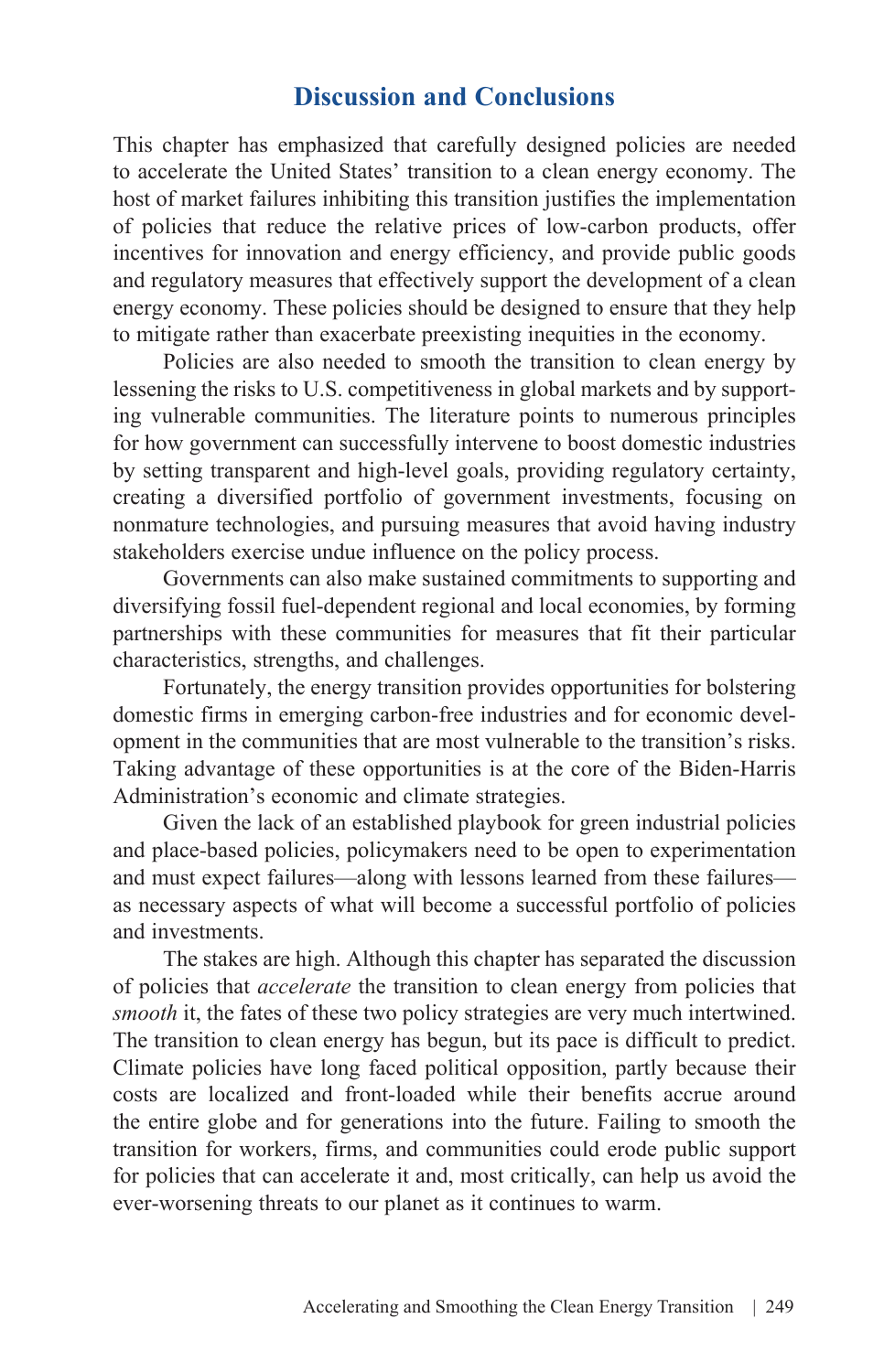## Discussion and Conclusions

This chapter has emphasized that carefully designed policies are needed to accelerate the United States' transition to a clean energy economy. The host of market failures inhibiting this transition justifies the implementation of policies that reduce the relative prices of low-carbon products, offer incentives for innovation and energy efficiency, and provide public goods and regulatory measures that effectively support the development of a clean energy economy. These policies should be designed to ensure that they help to mitigate rather than exacerbate preexisting inequities in the economy.

Policies are also needed to smooth the transition to clean energy by lessening the risks to U.S. competitiveness in global markets and by supporting vulnerable communities. The literature points to numerous principles for how government can successfully intervene to boost domestic industries by setting transparent and high-level goals, providing regulatory certainty, creating a diversified portfolio of government investments, focusing on nonmature technologies, and pursuing measures that avoid having industry stakeholders exercise undue influence on the policy process.

Governments can also make sustained commitments to supporting and diversifying fossil fuel-dependent regional and local economies, by forming partnerships with these communities for measures that fit their particular characteristics, strengths, and challenges.

Fortunately, the energy transition provides opportunities for bolstering domestic firms in emerging carbon-free industries and for economic development in the communities that are most vulnerable to the transition's risks. Taking advantage of these opportunities is at the core of the Biden-Harris Administration's economic and climate strategies.

Given the lack of an established playbook for green industrial policies and place-based policies, policymakers need to be open to experimentation and must expect failures—along with lessons learned from these failures—as necessary aspects of what will become a successful portfolio of policies and investments.

The stakes are high. Although this chapter has separated the discussion of policies that *accelerate* the transition to clean energy from policies that *smooth* it, the fates of these two policy strategies are very much intertwined. The transition to clean energy has begun, but its pace is difficult to predict. Climate policies have long faced political opposition, partly because their costs are localized and front-loaded while their benefits accrue around the entire globe and for generations into the future. Failing to smooth the transition for workers, firms, and communities could erode public support for policies that can accelerate it and, most critically, can help us avoid the ever-worsening threats to our planet as it continues to warm.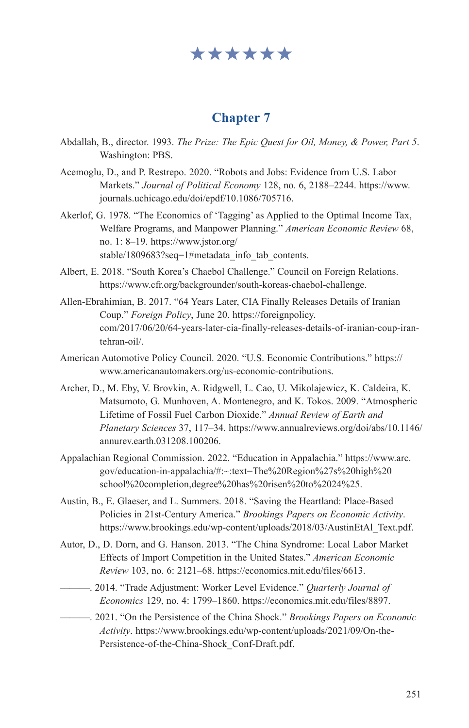★★★★★★

## Chapter 7

Abdallah, B., director. 1993. *The Prize: The Epic Quest for Oil, Money, & Power, Part 5*. Washington: PBS.

Acemoglu, D., and P. Restrepo. 2020. "Robots and Jobs: Evidence from U.S. Labor Markets." *Journal of Political Economy* 128, no. 6, 2188–2244. https://www.journals.uchicago.edu/doi/epdf/10.1086/705716.

Akerlof, G. 1978. "The Economics of 'Tagging' as Applied to the Optimal Income Tax, Welfare Programs, and Manpower Planning." *American Economic Review* 68, no. 1: 8–19. https://www.jstor.org/stable/1809683?seq=1#metadata_info_tab_contents.

Albert, E. 2018. "South Korea's Chaebol Challenge." Council on Foreign Relations. https://www.cfr.org/backgrounder/south-koreas-chaebol-challenge.

Allen-Ebrahimian, B. 2017. "64 Years Later, CIA Finally Releases Details of Iranian Coup." *Foreign Policy*, June 20. https://foreignpolicy.com/2017/06/20/64-years-later-cia-finally-releases-details-of-iranian-coup-iran-tehran-oil/.

American Automotive Policy Council. 2020. "U.S. Economic Contributions." https://www.americanautomakers.org/us-economic-contributions.

Archer, D., M. Eby, V. Brovkin, A. Ridgwell, L. Cao, U. Mikolajewicz, K. Caldeira, K. Matsumoto, G. Munhoven, A. Montenegro, and K. Tokos. 2009. "Atmospheric Lifetime of Fossil Fuel Carbon Dioxide." *Annual Review of Earth and Planetary Sciences* 37, 117–34. https://www.annualreviews.org/doi/abs/10.1146/annurev.earth.031208.100206.

Appalachian Regional Commission. 2022. "Education in Appalachia." https://www.arc.gov/education-in-appalachia/#:~:text=The%20Region%27s%20high%20school%20completion,degree%20has%20risen%20to%2024%25.

Austin, B., E. Glaeser, and L. Summers. 2018. "Saving the Heartland: Place-Based Policies in 21st-Century America." *Brookings Papers on Economic Activity*. https://www.brookings.edu/wp-content/uploads/2018/03/AustinEtAl_Text.pdf.

Autor, D., D. Dorn, and G. Hanson. 2013. "The China Syndrome: Local Labor Market Effects of Import Competition in the United States." *American Economic Review* 103, no. 6: 2121–68. https://economics.mit.edu/files/6613.

———. 2014. "Trade Adjustment: Worker Level Evidence." *Quarterly Journal of Economics* 129, no. 4: 1799–1860. https://economics.mit.edu/files/8897.

———. 2021. "On the Persistence of the China Shock." *Brookings Papers on Economic Activity*. https://www.brookings.edu/wp-content/uploads/2021/09/On-the-Persistence-of-the-China-Shock_Conf-Draft.pdf.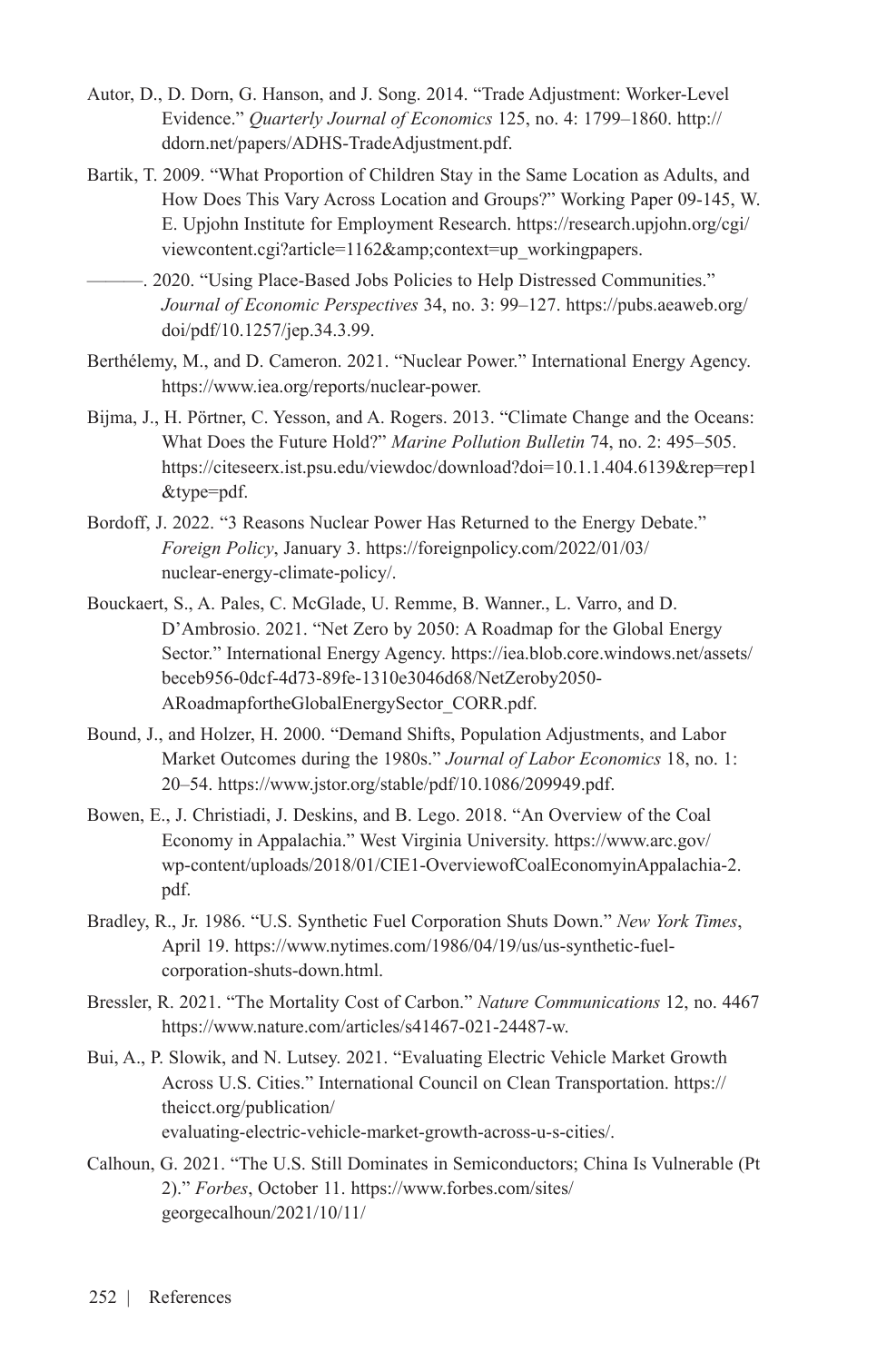Autor, D., D. Dorn, G. Hanson, and J. Song. 2014. "Trade Adjustment: Worker-Level Evidence." *Quarterly Journal of Economics* 125, no. 4: 1799–1860. http://ddorn.net/papers/ADHS-TradeAdjustment.pdf.

Bartik, T. 2009. "What Proportion of Children Stay in the Same Location as Adults, and How Does This Vary Across Location and Groups?" Working Paper 09-145, W. E. Upjohn Institute for Employment Research. https://research.upjohn.org/cgi/viewcontent.cgi?article=1162&amp;context=up_workingpapers.

———. 2020. "Using Place-Based Jobs Policies to Help Distressed Communities." *Journal of Economic Perspectives* 34, no. 3: 99–127. https://pubs.aeaweb.org/doi/pdf/10.1257/jep.34.3.99.

Berthélemy, M., and D. Cameron. 2021. "Nuclear Power." International Energy Agency. https://www.iea.org/reports/nuclear-power.

Bijma, J., H. Pörtner, C. Yesson, and A. Rogers. 2013. "Climate Change and the Oceans: What Does the Future Hold?" *Marine Pollution Bulletin* 74, no. 2: 495–505. https://citeseerx.ist.psu.edu/viewdoc/download?doi=10.1.1.404.6139&rep=rep1&type=pdf.

Bordoff, J. 2022. "3 Reasons Nuclear Power Has Returned to the Energy Debate." *Foreign Policy*, January 3. https://foreignpolicy.com/2022/01/03/nuclear-energy-climate-policy/.

Bouckaert, S., A. Pales, C. McGlade, U. Remme, B. Wanner., L. Varro, and D. D'Ambrosio. 2021. "Net Zero by 2050: A Roadmap for the Global Energy Sector." International Energy Agency. https://iea.blob.core.windows.net/assets/beceb956-0dcf-4d73-89fe-1310e3046d68/NetZeroby2050-ARoadmapfortheGlobalEnergySector_CORR.pdf.

Bound, J., and Holzer, H. 2000. "Demand Shifts, Population Adjustments, and Labor Market Outcomes during the 1980s." *Journal of Labor Economics* 18, no. 1: 20–54. https://www.jstor.org/stable/pdf/10.1086/209949.pdf.

Bowen, E., J. Christiadi, J. Deskins, and B. Lego. 2018. "An Overview of the Coal Economy in Appalachia." West Virginia University. https://www.arc.gov/wp-content/uploads/2018/01/CIE1-OverviewofCoalEconomyinAppalachia-2.pdf.

Bradley, R., Jr. 1986. "U.S. Synthetic Fuel Corporation Shuts Down." *New York Times*, April 19. https://www.nytimes.com/1986/04/19/us/us-synthetic-fuel-corporation-shuts-down.html.

Bressler, R. 2021. "The Mortality Cost of Carbon." *Nature Communications* 12, no. 4467 https://www.nature.com/articles/s41467-021-24487-w.

Bui, A., P. Slowik, and N. Lutsey. 2021. "Evaluating Electric Vehicle Market Growth Across U.S. Cities." International Council on Clean Transportation. https://theicct.org/publication/evaluating-electric-vehicle-market-growth-across-u-s-cities/.

Calhoun, G. 2021. "The U.S. Still Dominates in Semiconductors; China Is Vulnerable (Pt 2)." *Forbes*, October 11. https://www.forbes.com/sites/georgecalhoun/2021/10/11/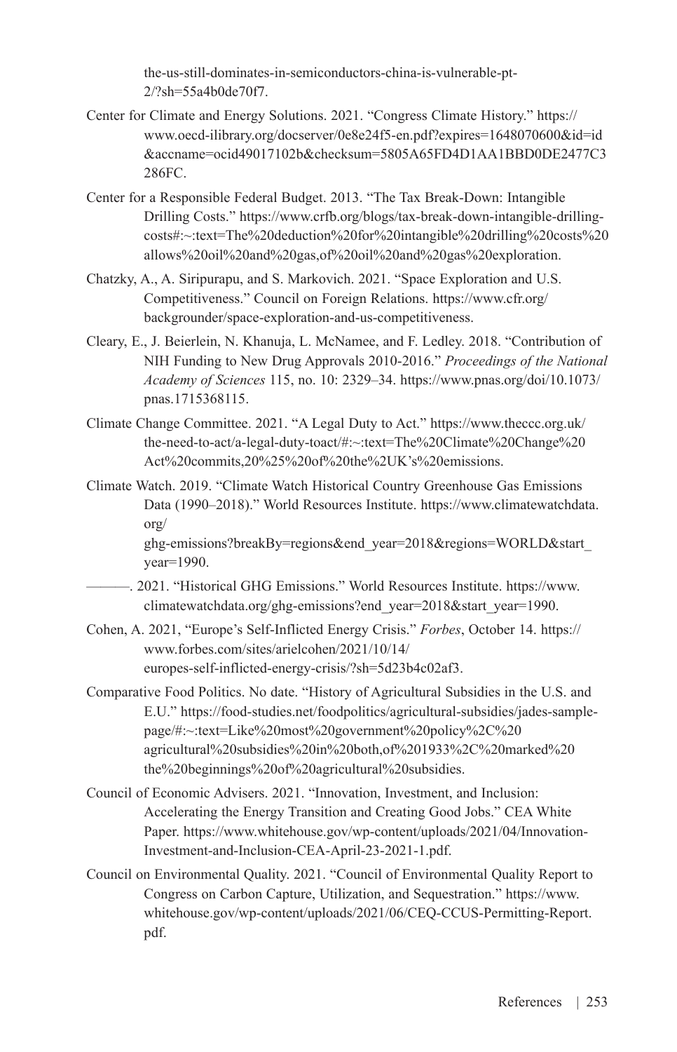the-us-still-dominates-in-semiconductors-china-is-vulnerable-pt-2/?sh=55a4b0de70f7.

Center for Climate and Energy Solutions. 2021. "Congress Climate History." https://www.oecd-ilibrary.org/docserver/0e8e24f5-en.pdf?expires=1648070600&id=id&accname=ocid49017102b&checksum=5805A65FD4D1AA1BBD0DE2477C3286FC.

Center for a Responsible Federal Budget. 2013. "The Tax Break-Down: Intangible Drilling Costs." https://www.crfb.org/blogs/tax-break-down-intangible-drilling-costs#:~:text=The%20deduction%20for%20intangible%20drilling%20costs%20allows%20oil%20and%20gas,of%20oil%20and%20gas%20exploration.

Chatzky, A., A. Siripurapu, and S. Markovich. 2021. "Space Exploration and U.S. Competitiveness." Council on Foreign Relations. https://www.cfr.org/backgrounder/space-exploration-and-us-competitiveness.

Cleary, E., J. Beierlein, N. Khanuja, L. McNamee, and F. Ledley. 2018. "Contribution of NIH Funding to New Drug Approvals 2010-2016." *Proceedings of the National Academy of Sciences* 115, no. 10: 2329–34. https://www.pnas.org/doi/10.1073/pnas.1715368115.

Climate Change Committee. 2021. "A Legal Duty to Act." https://www.theccc.org.uk/the-need-to-act/a-legal-duty-toact/#:~:text=The%20Climate%20Change%20Act%20commits,20%25%20of%20the%2UK's%20emissions.

Climate Watch. 2019. "Climate Watch Historical Country Greenhouse Gas Emissions Data (1990–2018)." World Resources Institute. https://www.climatewatchdata.org/ghg-emissions?breakBy=regions&end_year=2018&regions=WORLD&start_year=1990.

———. 2021. "Historical GHG Emissions." World Resources Institute. https://www.climatewatchdata.org/ghg-emissions?end_year=2018&start_year=1990.

Cohen, A. 2021, "Europe's Self-Inflicted Energy Crisis." *Forbes*, October 14. https://www.forbes.com/sites/arielcohen/2021/10/14/europes-self-inflicted-energy-crisis/?sh=5d23b4c02af3.

Comparative Food Politics. No date. "History of Agricultural Subsidies in the U.S. and E.U." https://food-studies.net/foodpolitics/agricultural-subsidies/jades-sample-page/#:~:text=Like%20most%20government%20policy%2C%20agricultural%20subsidies%20in%20both,of%201933%2C%20marked%20the%20beginnings%20of%20agricultural%20subsidies.

Council of Economic Advisers. 2021. "Innovation, Investment, and Inclusion: Accelerating the Energy Transition and Creating Good Jobs." CEA White Paper. https://www.whitehouse.gov/wp-content/uploads/2021/04/Innovation-Investment-and-Inclusion-CEA-April-23-2021-1.pdf.

Council on Environmental Quality. 2021. "Council of Environmental Quality Report to Congress on Carbon Capture, Utilization, and Sequestration." https://www.whitehouse.gov/wp-content/uploads/2021/06/CEQ-CCUS-Permitting-Report.pdf.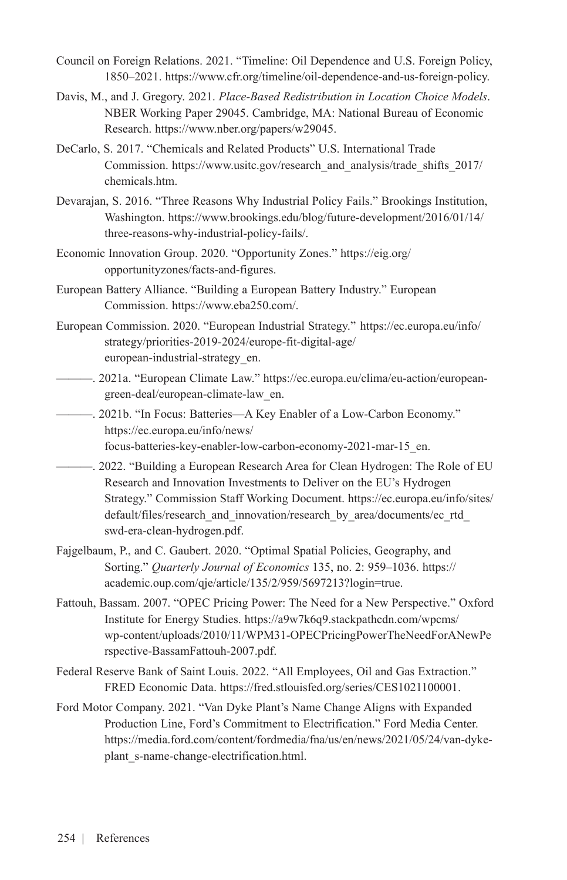Council on Foreign Relations. 2021. "Timeline: Oil Dependence and U.S. Foreign Policy, 1850–2021. https://www.cfr.org/timeline/oil-dependence-and-us-foreign-policy.

Davis, M., and J. Gregory. 2021. *Place-Based Redistribution in Location Choice Models*. NBER Working Paper 29045. Cambridge, MA: National Bureau of Economic Research. https://www.nber.org/papers/w29045.

DeCarlo, S. 2017. "Chemicals and Related Products" U.S. International Trade Commission. https://www.usitc.gov/research_and_analysis/trade_shifts_2017/chemicals.htm.

Devarajan, S. 2016. "Three Reasons Why Industrial Policy Fails." Brookings Institution, Washington. https://www.brookings.edu/blog/future-development/2016/01/14/three-reasons-why-industrial-policy-fails/.

Economic Innovation Group. 2020. "Opportunity Zones." https://eig.org/opportunityzones/facts-and-figures.

European Battery Alliance. "Building a European Battery Industry." European Commission. https://www.eba250.com/.

European Commission. 2020. "European Industrial Strategy." https://ec.europa.eu/info/strategy/priorities-2019-2024/europe-fit-digital-age/european-industrial-strategy_en.

———. 2021a. "European Climate Law." https://ec.europa.eu/clima/eu-action/european-green-deal/european-climate-law_en.

———. 2021b. "In Focus: Batteries—A Key Enabler of a Low-Carbon Economy." https://ec.europa.eu/info/news/focus-batteries-key-enabler-low-carbon-economy-2021-mar-15_en.

———. 2022. "Building a European Research Area for Clean Hydrogen: The Role of EU Research and Innovation Investments to Deliver on the EU's Hydrogen Strategy." Commission Staff Working Document. https://ec.europa.eu/info/sites/default/files/research_and_innovation/research_by_area/documents/ec_rtd_swd-era-clean-hydrogen.pdf.

Fajgelbaum, P., and C. Gaubert. 2020. "Optimal Spatial Policies, Geography, and Sorting." *Quarterly Journal of Economics* 135, no. 2: 959–1036. https://academic.oup.com/qje/article/135/2/959/5697213?login=true.

Fattouh, Bassam. 2007. "OPEC Pricing Power: The Need for a New Perspective." Oxford Institute for Energy Studies. https://a9w7k6q9.stackpathcdn.com/wpcms/wp-content/uploads/2010/11/WPM31-OPECPricingPowerTheNeedForANewPerspective-BassamFattouh-2007.pdf.

Federal Reserve Bank of Saint Louis. 2022. "All Employees, Oil and Gas Extraction." FRED Economic Data. https://fred.stlouisfed.org/series/CES1021100001.

Ford Motor Company. 2021. "Van Dyke Plant's Name Change Aligns with Expanded Production Line, Ford's Commitment to Electrification." Ford Media Center. https://media.ford.com/content/fordmedia/fna/us/en/news/2021/05/24/van-dyke-plant_s-name-change-electrification.html.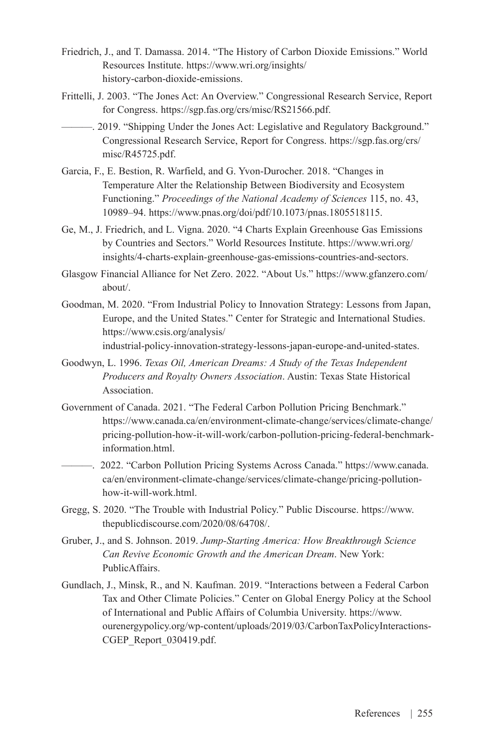Friedrich, J., and T. Damassa. 2014. “The History of Carbon Dioxide Emissions.” World Resources Institute. https://www.wri.org/insights/history-carbon-dioxide-emissions.

Frittelli, J. 2003. “The Jones Act: An Overview.” Congressional Research Service, Report for Congress. https://sgp.fas.org/crs/misc/RS21566.pdf.

———. 2019. “Shipping Under the Jones Act: Legislative and Regulatory Background.” Congressional Research Service, Report for Congress. https://sgp.fas.org/crs/misc/R45725.pdf.

Garcia, F., E. Bestion, R. Warfield, and G. Yvon-Durocher. 2018. “Changes in Temperature Alter the Relationship Between Biodiversity and Ecosystem Functioning.” *Proceedings of the National Academy of Sciences* 115, no. 43, 10989–94. https://www.pnas.org/doi/pdf/10.1073/pnas.1805518115.

Ge, M., J. Friedrich, and L. Vigna. 2020. “4 Charts Explain Greenhouse Gas Emissions by Countries and Sectors.” World Resources Institute. https://www.wri.org/insights/4-charts-explain-greenhouse-gas-emissions-countries-and-sectors.

Glasgow Financial Alliance for Net Zero. 2022. “About Us.” https://www.gfanzero.com/about/.

Goodman, M. 2020. “From Industrial Policy to Innovation Strategy: Lessons from Japan, Europe, and the United States.” Center for Strategic and International Studies. https://www.csis.org/analysis/industrial-policy-innovation-strategy-lessons-japan-europe-and-united-states.

Goodwyn, L. 1996. *Texas Oil, American Dreams: A Study of the Texas Independent Producers and Royalty Owners Association*. Austin: Texas State Historical Association.

Government of Canada. 2021. “The Federal Carbon Pollution Pricing Benchmark.” https://www.canada.ca/en/environment-climate-change/services/climate-change/pricing-pollution-how-it-will-work/carbon-pollution-pricing-federal-benchmark-information.html.

———. 2022. “Carbon Pollution Pricing Systems Across Canada.” https://www.canada.ca/en/environment-climate-change/services/climate-change/pricing-pollution-how-it-will-work.html.

Gregg, S. 2020. “The Trouble with Industrial Policy.” Public Discourse. https://www.thepublicdiscourse.com/2020/08/64708/.

Gruber, J., and S. Johnson. 2019. *Jump-Starting America: How Breakthrough Science Can Revive Economic Growth and the American Dream*. New York: PublicAffairs.

Gundlach, J., Minsk, R., and N. Kaufman. 2019. “Interactions between a Federal Carbon Tax and Other Climate Policies.” Center on Global Energy Policy at the School of International and Public Affairs of Columbia University. https://www.ourenergypolicy.org/wp-content/uploads/2019/03/CarbonTaxPolicyInteractions-CGEP_Report_030419.pdf.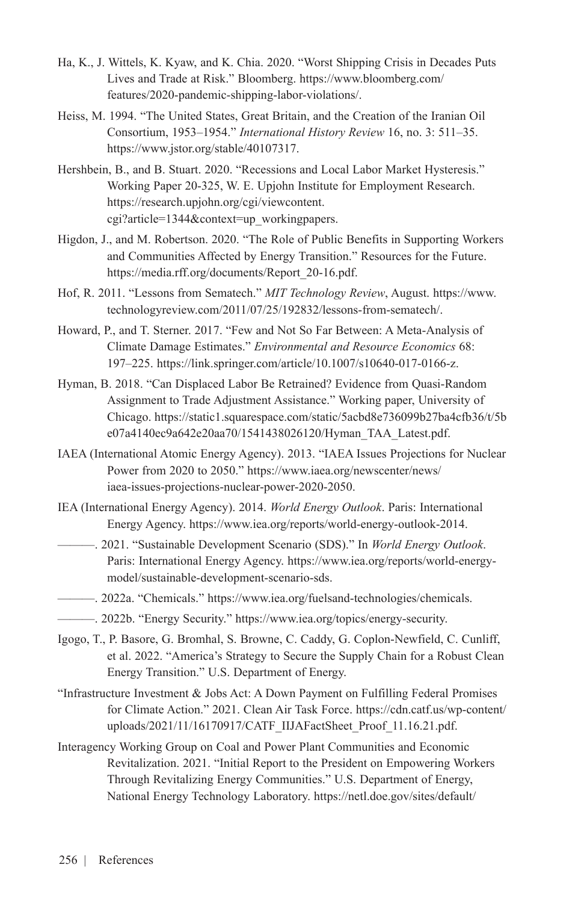Ha, K., J. Wittels, K. Kyaw, and K. Chia. 2020. "Worst Shipping Crisis in Decades Puts Lives and Trade at Risk." Bloomberg. https://www.bloomberg.com/features/2020-pandemic-shipping-labor-violations/.

Heiss, M. 1994. "The United States, Great Britain, and the Creation of the Iranian Oil Consortium, 1953–1954." *International History Review* 16, no. 3: 511–35. https://www.jstor.org/stable/40107317.

Hershbein, B., and B. Stuart. 2020. "Recessions and Local Labor Market Hysteresis." Working Paper 20-325, W. E. Upjohn Institute for Employment Research. https://research.upjohn.org/cgi/viewcontent.cgi?article=1344&context=up_workingpapers.

Higdon, J., and M. Robertson. 2020. "The Role of Public Benefits in Supporting Workers and Communities Affected by Energy Transition." Resources for the Future. https://media.rff.org/documents/Report_20-16.pdf.

Hof, R. 2011. "Lessons from Sematech." *MIT Technology Review*, August. https://www.technologyreview.com/2011/07/25/192832/lessons-from-sematech/.

Howard, P., and T. Sterner. 2017. "Few and Not So Far Between: A Meta-Analysis of Climate Damage Estimates." *Environmental and Resource Economics* 68: 197–225. https://link.springer.com/article/10.1007/s10640-017-0166-z.

Hyman, B. 2018. "Can Displaced Labor Be Retrained? Evidence from Quasi-Random Assignment to Trade Adjustment Assistance." Working paper, University of Chicago. https://static1.squarespace.com/static/5acbd8e736099b27ba4cfb36/t/5be07a4140ec9a642e20aa70/1541438026120/Hyman_TAA_Latest.pdf.

IAEA (International Atomic Energy Agency). 2013. "IAEA Issues Projections for Nuclear Power from 2020 to 2050." https://www.iaea.org/newscenter/news/iaea-issues-projections-nuclear-power-2020-2050.

IEA (International Energy Agency). 2014. *World Energy Outlook*. Paris: International Energy Agency. https://www.iea.org/reports/world-energy-outlook-2014.

———. 2021. "Sustainable Development Scenario (SDS)." In *World Energy Outlook*. Paris: International Energy Agency. https://www.iea.org/reports/world-energy-model/sustainable-development-scenario-sds.

———. 2022a. "Chemicals." https://www.iea.org/fuelsand-technologies/chemicals.

———. 2022b. "Energy Security." https://www.iea.org/topics/energy-security.

Igogo, T., P. Basore, G. Bromhal, S. Browne, C. Caddy, G. Coplon-Newfield, C. Cunliff, et al. 2022. "America's Strategy to Secure the Supply Chain for a Robust Clean Energy Transition." U.S. Department of Energy.

"Infrastructure Investment & Jobs Act: A Down Payment on Fulfilling Federal Promises for Climate Action." 2021. Clean Air Task Force. https://cdn.catf.us/wp-content/uploads/2021/11/16170917/CATF_IIJAFactSheet_Proof_11.16.21.pdf.

Interagency Working Group on Coal and Power Plant Communities and Economic Revitalization. 2021. "Initial Report to the President on Empowering Workers Through Revitalizing Energy Communities." U.S. Department of Energy, National Energy Technology Laboratory. https://netl.doe.gov/sites/default/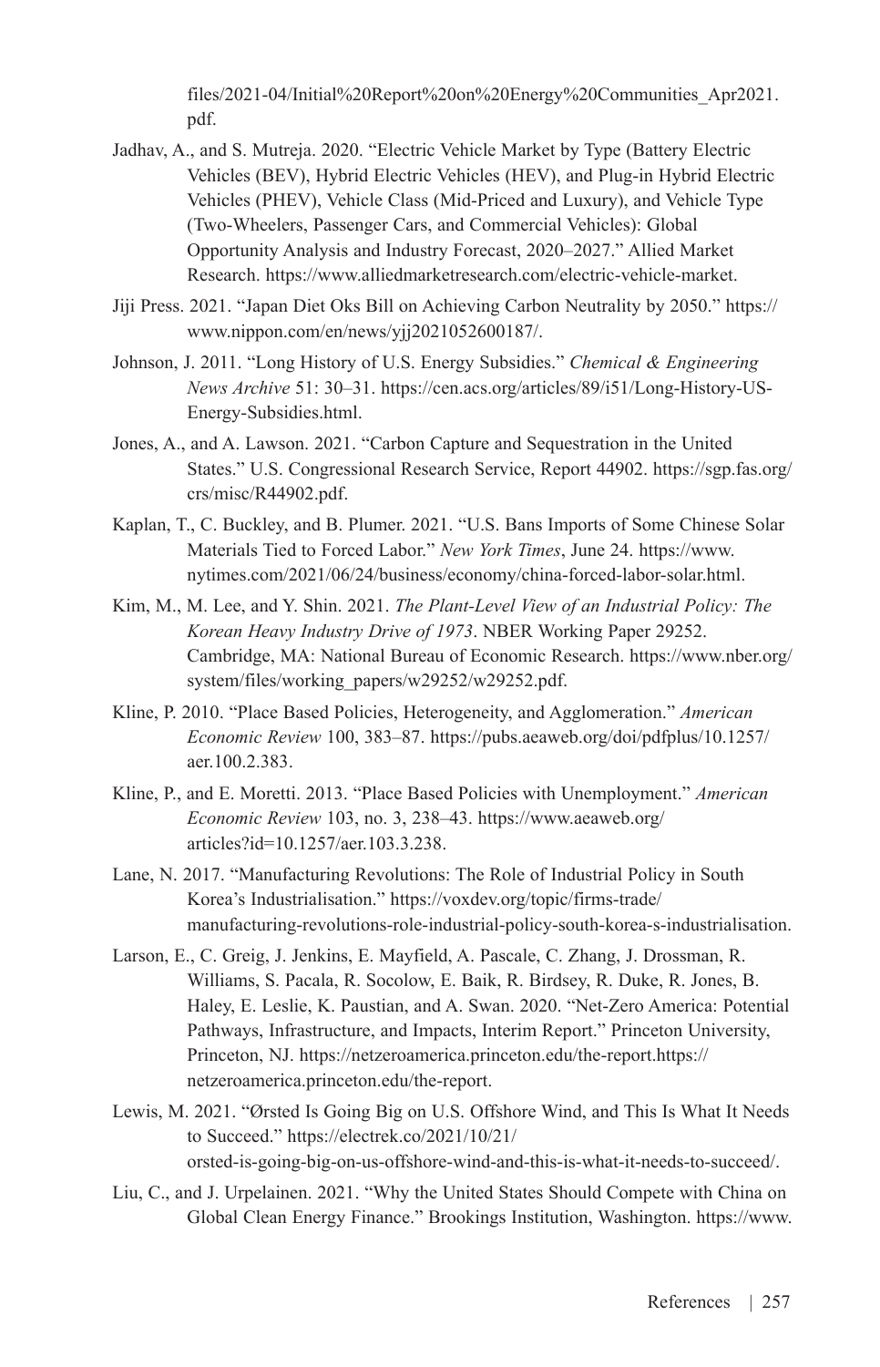files/2021-04/Initial%20Report%20on%20Energy%20Communities_Apr2021.pdf.

Jadhav, A., and S. Mutreja. 2020. "Electric Vehicle Market by Type (Battery Electric Vehicles (BEV), Hybrid Electric Vehicles (HEV), and Plug-in Hybrid Electric Vehicles (PHEV), Vehicle Class (Mid-Priced and Luxury), and Vehicle Type (Two-Wheelers, Passenger Cars, and Commercial Vehicles): Global Opportunity Analysis and Industry Forecast, 2020–2027." Allied Market Research. https://www.alliedmarketresearch.com/electric-vehicle-market.

Jiji Press. 2021. "Japan Diet Oks Bill on Achieving Carbon Neutrality by 2050." https://www.nippon.com/en/news/yjj2021052600187/.

Johnson, J. 2011. "Long History of U.S. Energy Subsidies." *Chemical & Engineering News Archive* 51: 30–31. https://cen.acs.org/articles/89/i51/Long-History-US-Energy-Subsidies.html.

Jones, A., and A. Lawson. 2021. "Carbon Capture and Sequestration in the United States." U.S. Congressional Research Service, Report 44902. https://sgp.fas.org/crs/misc/R44902.pdf.

Kaplan, T., C. Buckley, and B. Plumer. 2021. "U.S. Bans Imports of Some Chinese Solar Materials Tied to Forced Labor." *New York Times*, June 24. https://www.nytimes.com/2021/06/24/business/economy/china-forced-labor-solar.html.

Kim, M., M. Lee, and Y. Shin. 2021. *The Plant-Level View of an Industrial Policy: The Korean Heavy Industry Drive of 1973*. NBER Working Paper 29252. Cambridge, MA: National Bureau of Economic Research. https://www.nber.org/system/files/working_papers/w29252/w29252.pdf.

Kline, P. 2010. "Place Based Policies, Heterogeneity, and Agglomeration." *American Economic Review* 100, 383–87. https://pubs.aeaweb.org/doi/pdfplus/10.1257/aer.100.2.383.

Kline, P., and E. Moretti. 2013. "Place Based Policies with Unemployment." *American Economic Review* 103, no. 3, 238–43. https://www.aeaweb.org/articles?id=10.1257/aer.103.3.238.

Lane, N. 2017. "Manufacturing Revolutions: The Role of Industrial Policy in South Korea's Industrialisation." https://voxdev.org/topic/firms-trade/manufacturing-revolutions-role-industrial-policy-south-korea-s-industrialisation.

Larson, E., C. Greig, J. Jenkins, E. Mayfield, A. Pascale, C. Zhang, J. Drossman, R. Williams, S. Pacala, R. Socolow, E. Baik, R. Birdsey, R. Duke, R. Jones, B. Haley, E. Leslie, K. Paustian, and A. Swan. 2020. "Net-Zero America: Potential Pathways, Infrastructure, and Impacts, Interim Report." Princeton University, Princeton, NJ. https://netzeroamerica.princeton.edu/the-report.https://netzeroamerica.princeton.edu/the-report.

Lewis, M. 2021. "Ørsted Is Going Big on U.S. Offshore Wind, and This Is What It Needs to Succeed." https://electrek.co/2021/10/21/orsted-is-going-big-on-us-offshore-wind-and-this-is-what-it-needs-to-succeed/.

Liu, C., and J. Urpelainen. 2021. "Why the United States Should Compete with China on Global Clean Energy Finance." Brookings Institution, Washington. https://www.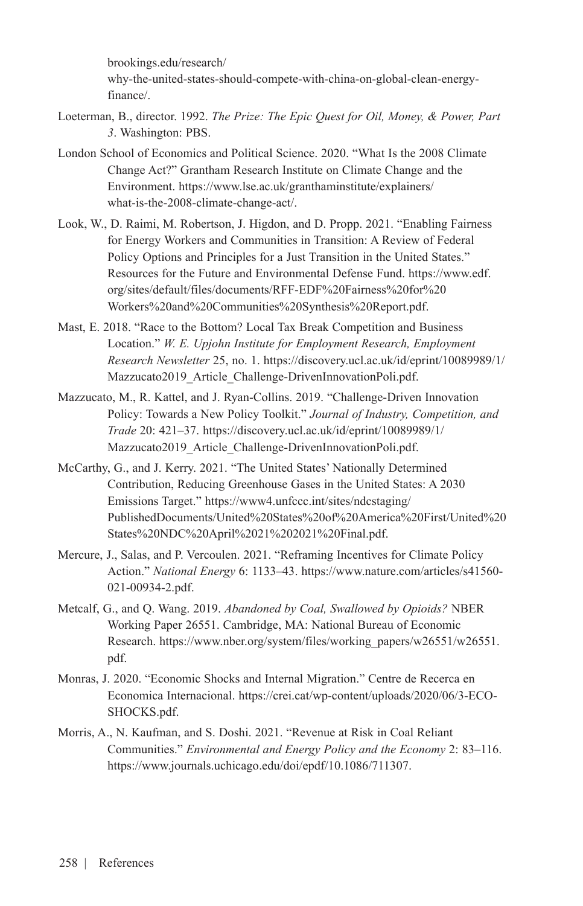brookings.edu/research/why-the-united-states-should-compete-with-china-on-global-clean-energy-finance/.

Loeterman, B., director. 1992. *The Prize: The Epic Quest for Oil, Money, & Power, Part 3*. Washington: PBS.

London School of Economics and Political Science. 2020. "What Is the 2008 Climate Change Act?" Grantham Research Institute on Climate Change and the Environment. https://www.lse.ac.uk/granthaminstitute/explainers/what-is-the-2008-climate-change-act/.

Look, W., D. Raimi, M. Robertson, J. Higdon, and D. Propp. 2021. "Enabling Fairness for Energy Workers and Communities in Transition: A Review of Federal Policy Options and Principles for a Just Transition in the United States." Resources for the Future and Environmental Defense Fund. https://www.edf.org/sites/default/files/documents/RFF-EDF%20Fairness%20for%20Workers%20and%20Communities%20Synthesis%20Report.pdf.

Mast, E. 2018. "Race to the Bottom? Local Tax Break Competition and Business Location." *W. E. Upjohn Institute for Employment Research, Employment Research Newsletter* 25, no. 1. https://discovery.ucl.ac.uk/id/eprint/10089989/1/Mazzucato2019_Article_Challenge-DrivenInnovationPoli.pdf.

Mazzucato, M., R. Kattel, and J. Ryan-Collins. 2019. "Challenge-Driven Innovation Policy: Towards a New Policy Toolkit." *Journal of Industry, Competition, and Trade* 20: 421–37. https://discovery.ucl.ac.uk/id/eprint/10089989/1/Mazzucato2019_Article_Challenge-DrivenInnovationPoli.pdf.

McCarthy, G., and J. Kerry. 2021. "The United States' Nationally Determined Contribution, Reducing Greenhouse Gases in the United States: A 2030 Emissions Target." https://www4.unfccc.int/sites/ndcstaging/PublishedDocuments/United%20States%20of%20America%20First/United%20States%20NDC%20April%2021%202021%20Final.pdf.

Mercure, J., Salas, and P. Vercoulen. 2021. "Reframing Incentives for Climate Policy Action." *National Energy* 6: 1133–43. https://www.nature.com/articles/s41560-021-00934-2.pdf.

Metcalf, G., and Q. Wang. 2019. *Abandoned by Coal, Swallowed by Opioids?* NBER Working Paper 26551. Cambridge, MA: National Bureau of Economic Research. https://www.nber.org/system/files/working_papers/w26551/w26551.pdf.

Monras, J. 2020. "Economic Shocks and Internal Migration." Centre de Recerca en Economica Internacional. https://crei.cat/wp-content/uploads/2020/06/3-ECO-SHOCKS.pdf.

Morris, A., N. Kaufman, and S. Doshi. 2021. "Revenue at Risk in Coal Reliant Communities." *Environmental and Energy Policy and the Economy* 2: 83–116. https://www.journals.uchicago.edu/doi/epdf/10.1086/711307.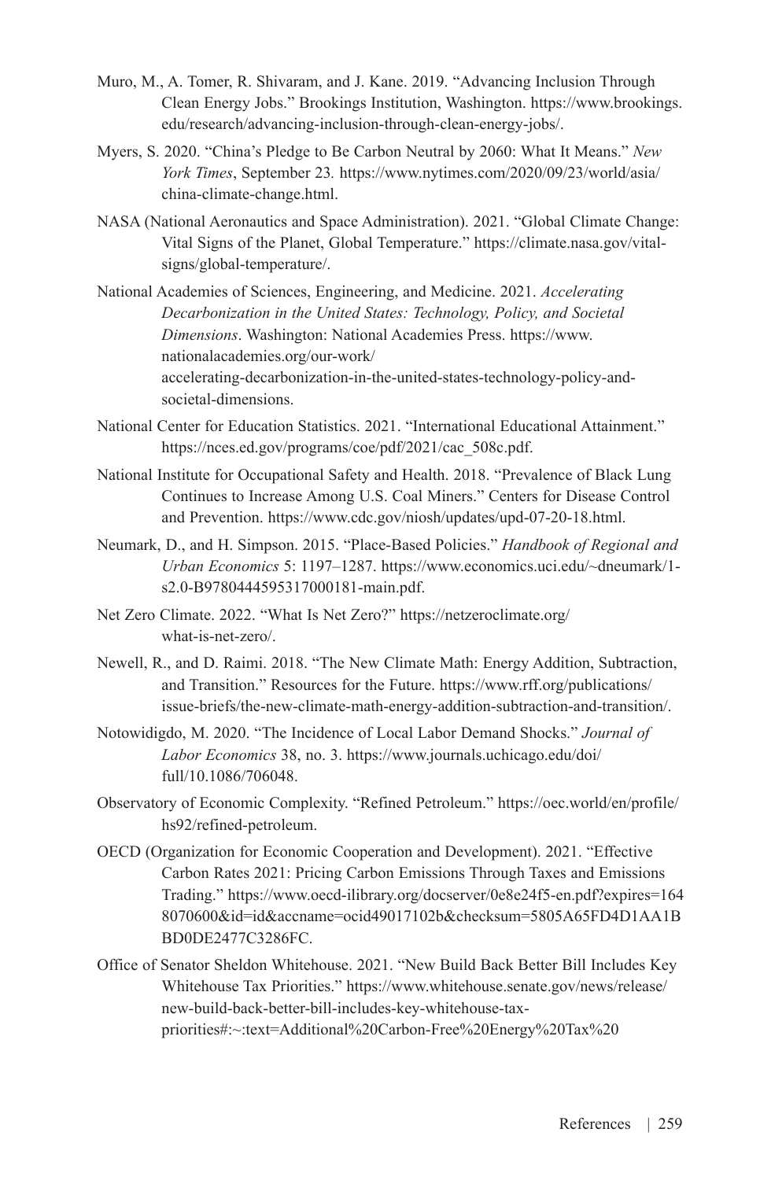Muro, M., A. Tomer, R. Shivaram, and J. Kane. 2019. "Advancing Inclusion Through Clean Energy Jobs." Brookings Institution, Washington. https://www.brookings.edu/research/advancing-inclusion-through-clean-energy-jobs/.

Myers, S. 2020. "China's Pledge to Be Carbon Neutral by 2060: What It Means." *New York Times*, September 23. https://www.nytimes.com/2020/09/23/world/asia/china-climate-change.html.

NASA (National Aeronautics and Space Administration). 2021. "Global Climate Change: Vital Signs of the Planet, Global Temperature." https://climate.nasa.gov/vital-signs/global-temperature/.

National Academies of Sciences, Engineering, and Medicine. 2021. *Accelerating Decarbonization in the United States: Technology, Policy, and Societal Dimensions*. Washington: National Academies Press. https://www.nationalacademies.org/our-work/accelerating-decarbonization-in-the-united-states-technology-policy-and-societal-dimensions.

National Center for Education Statistics. 2021. "International Educational Attainment." https://nces.ed.gov/programs/coe/pdf/2021/cac_508c.pdf.

National Institute for Occupational Safety and Health. 2018. "Prevalence of Black Lung Continues to Increase Among U.S. Coal Miners." Centers for Disease Control and Prevention. https://www.cdc.gov/niosh/updates/upd-07-20-18.html.

Neumark, D., and H. Simpson. 2015. "Place-Based Policies." *Handbook of Regional and Urban Economics* 5: 1197–1287. https://www.economics.uci.edu/~dneumark/1-s2.0-B9780444595317000181-main.pdf.

Net Zero Climate. 2022. "What Is Net Zero?" https://netzeroclimate.org/what-is-net-zero/.

Newell, R., and D. Raimi. 2018. "The New Climate Math: Energy Addition, Subtraction, and Transition." Resources for the Future. https://www.rff.org/publications/issue-briefs/the-new-climate-math-energy-addition-subtraction-and-transition/.

Notowidigdo, M. 2020. "The Incidence of Local Labor Demand Shocks." *Journal of Labor Economics* 38, no. 3. https://www.journals.uchicago.edu/doi/full/10.1086/706048.

Observatory of Economic Complexity. "Refined Petroleum." https://oec.world/en/profile/hs92/refined-petroleum.

OECD (Organization for Economic Cooperation and Development). 2021. "Effective Carbon Rates 2021: Pricing Carbon Emissions Through Taxes and Emissions Trading." https://www.oecd-ilibrary.org/docserver/0e8e24f5-en.pdf?expires=1648070600&id=id&accname=ocid49017102b&checksum=5805A65FD4D1AA1BBD0DE2477C3286FC.

Office of Senator Sheldon Whitehouse. 2021. "New Build Back Better Bill Includes Key Whitehouse Tax Priorities." https://www.whitehouse.senate.gov/news/release/new-build-back-better-bill-includes-key-whitehouse-tax-priorities#:~:text=Additional%20Carbon-Free%20Energy%20Tax%20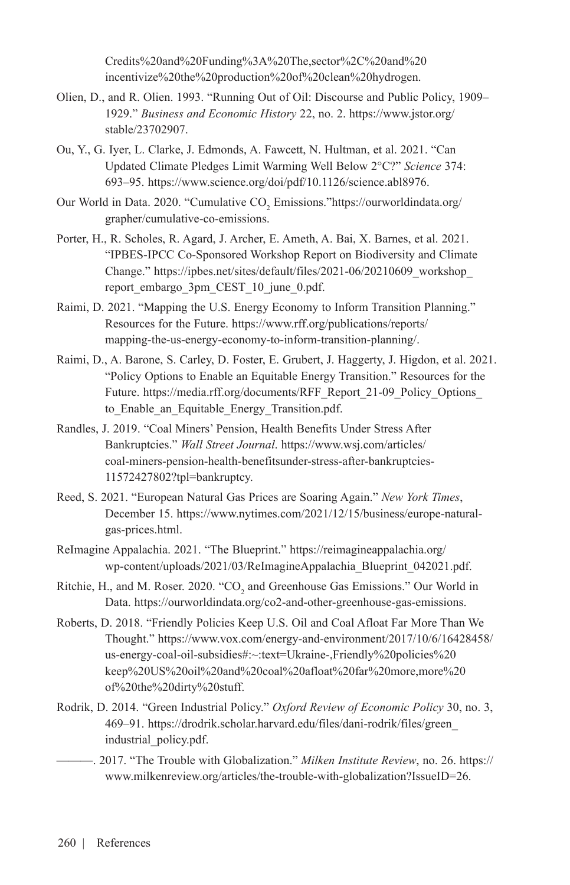Credits%20and%20Funding%3A%20The,sector%2C%20and%20 incentivize%20the%20production%20of%20clean%20hydrogen.

Olien, D., and R. Olien. 1993. "Running Out of Oil: Discourse and Public Policy, 1909–1929." *Business and Economic History* 22, no. 2. https://www.jstor.org/stable/23702907.

Ou, Y., G. Iyer, L. Clarke, J. Edmonds, A. Fawcett, N. Hultman, et al. 2021. "Can Updated Climate Pledges Limit Warming Well Below 2°C?" *Science* 374: 693–95. https://www.science.org/doi/pdf/10.1126/science.abl8976.

Our World in Data. 2020. "Cumulative $CO_2$ Emissions."https://ourworldindata.org/grapher/cumulative-co-emissions.

Porter, H., R. Scholes, R. Agard, J. Archer, E. Ameth, A. Bai, X. Barnes, et al. 2021. "IPBES-IPCC Co-Sponsored Workshop Report on Biodiversity and Climate Change." https://ipbes.net/sites/default/files/2021-06/20210609_workshop_report_embargo_3pm_CEST_10_june_0.pdf.

Raimi, D. 2021. "Mapping the U.S. Energy Economy to Inform Transition Planning." Resources for the Future. https://www.rff.org/publications/reports/mapping-the-us-energy-economy-to-inform-transition-planning/.

Raimi, D., A. Barone, S. Carley, D. Foster, E. Grubert, J. Haggerty, J. Higdon, et al. 2021. "Policy Options to Enable an Equitable Energy Transition." Resources for the Future. https://media.rff.org/documents/RFF_Report_21-09_Policy_Options_to_Enable_an_Equitable_Energy_Transition.pdf.

Randles, J. 2019. "Coal Miners' Pension, Health Benefits Under Stress After Bankruptcies." *Wall Street Journal*. https://www.wsj.com/articles/coal-miners-pension-health-benefitsunder-stress-after-bankruptcies-11572427802?tpl=bankruptcy.

Reed, S. 2021. "European Natural Gas Prices are Soaring Again." *New York Times*, December 15. https://www.nytimes.com/2021/12/15/business/europe-natural-gas-prices.html.

ReImagine Appalachia. 2021. "The Blueprint." https://reimagineappalachia.org/wp-content/uploads/2021/03/ReImagineAppalachia_Blueprint_042021.pdf.

Ritchie, H., and M. Roser. 2020. "$CO_2$ and Greenhouse Gas Emissions." Our World in Data. https://ourworldindata.org/co2-and-other-greenhouse-gas-emissions.

Roberts, D. 2018. "Friendly Policies Keep U.S. Oil and Coal Afloat Far More Than We Thought." https://www.vox.com/energy-and-environment/2017/10/6/16428458/us-energy-coal-oil-subsidies#:~:text=Ukraine-,Friendly%20policies%20keep%20US%20oil%20and%20coal%20afloat%20far%20more,more%20of%20the%20dirty%20stuff.

Rodrik, D. 2014. "Green Industrial Policy." *Oxford Review of Economic Policy* 30, no. 3, 469–91. https://drodrik.scholar.harvard.edu/files/dani-rodrik/files/green_industrial_policy.pdf.

———. 2017. "The Trouble with Globalization." *Milken Institute Review*, no. 26. https://www.milkenreview.org/articles/the-trouble-with-globalization?IssueID=26.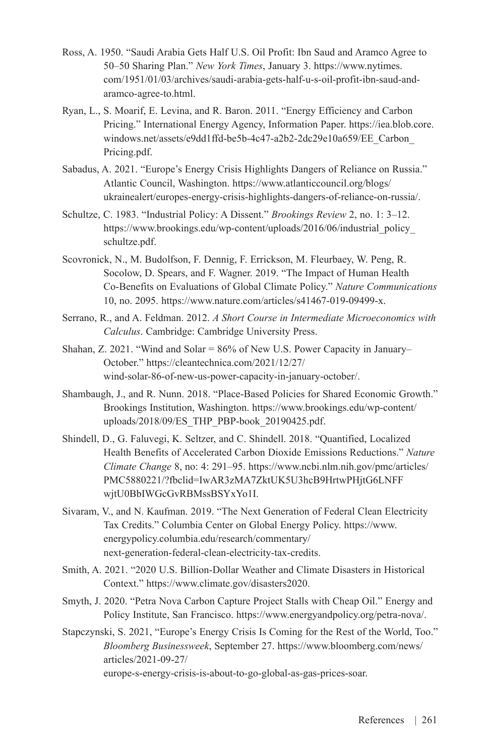Ross, A. 1950. "Saudi Arabia Gets Half U.S. Oil Profit: Ibn Saud and Aramco Agree to 50–50 Sharing Plan." *New York Times*, January 3. https://www.nytimes.com/1951/01/03/archives/saudi-arabia-gets-half-u-s-oil-profit-ibn-saud-and-aramco-agree-to.html.

Ryan, L., S. Moarif, E. Levina, and R. Baron. 2011. "Energy Efficiency and Carbon Pricing." International Energy Agency, Information Paper. https://iea.blob.core.windows.net/assets/e9dd1ffd-be5b-4c47-a2b2-2dc29e10a659/EE_Carbon_Pricing.pdf.

Sabadus, A. 2021. "Europe's Energy Crisis Highlights Dangers of Reliance on Russia." Atlantic Council, Washington. https://www.atlanticcouncil.org/blogs/ukrainealert/europes-energy-crisis-highlights-dangers-of-reliance-on-russia/.

Schultze, C. 1983. "Industrial Policy: A Dissent." *Brookings Review* 2, no. 1: 3–12. https://www.brookings.edu/wp-content/uploads/2016/06/industrial_policy_schultze.pdf.

Scovronick, N., M. Budolfson, F. Dennig, F. Errickson, M. Fleurbaey, W. Peng, R. Socolow, D. Spears, and F. Wagner. 2019. "The Impact of Human Health Co-Benefits on Evaluations of Global Climate Policy." *Nature Communications* 10, no. 2095. https://www.nature.com/articles/s41467-019-09499-x.

Serrano, R., and A. Feldman. 2012. *A Short Course in Intermediate Microeconomics with Calculus*. Cambridge: Cambridge University Press.

Shahan, Z. 2021. "Wind and Solar = 86% of New U.S. Power Capacity in January–October." https://cleantechnica.com/2021/12/27/wind-solar-86-of-new-us-power-capacity-in-january-october/.

Shambaugh, J., and R. Nunn. 2018. "Place-Based Policies for Shared Economic Growth." Brookings Institution, Washington. https://www.brookings.edu/wp-content/uploads/2018/09/ES_THP_PBP-book_20190425.pdf.

Shindell, D., G. Faluvegi, K. Seltzer, and C. Shindell. 2018. "Quantified, Localized Health Benefits of Accelerated Carbon Dioxide Emissions Reductions." *Nature Climate Change* 8, no: 4: 291–95. https://www.ncbi.nlm.nih.gov/pmc/articles/PMC5880221/?fbclid=IwAR3zMA7ZktUK5U3hcB9HrtwPHjtG6LNFFwjtU0BbIWGcGvRBMssBSYxYo1I.

Sivaram, V., and N. Kaufman. 2019. "The Next Generation of Federal Clean Electricity Tax Credits." Columbia Center on Global Energy Policy. https://www.energypolicy.columbia.edu/research/commentary/next-generation-federal-clean-electricity-tax-credits.

Smith, A. 2021. "2020 U.S. Billion-Dollar Weather and Climate Disasters in Historical Context." https://www.climate.gov/disasters2020.

Smyth, J. 2020. "Petra Nova Carbon Capture Project Stalls with Cheap Oil." Energy and Policy Institute, San Francisco. https://www.energyandpolicy.org/petra-nova/.

Stapczynski, S. 2021, "Europe's Energy Crisis Is Coming for the Rest of the World, Too." *Bloomberg Businessweek*, September 27. https://www.bloomberg.com/news/articles/2021-09-27/europe-s-energy-crisis-is-about-to-go-global-as-gas-prices-soar.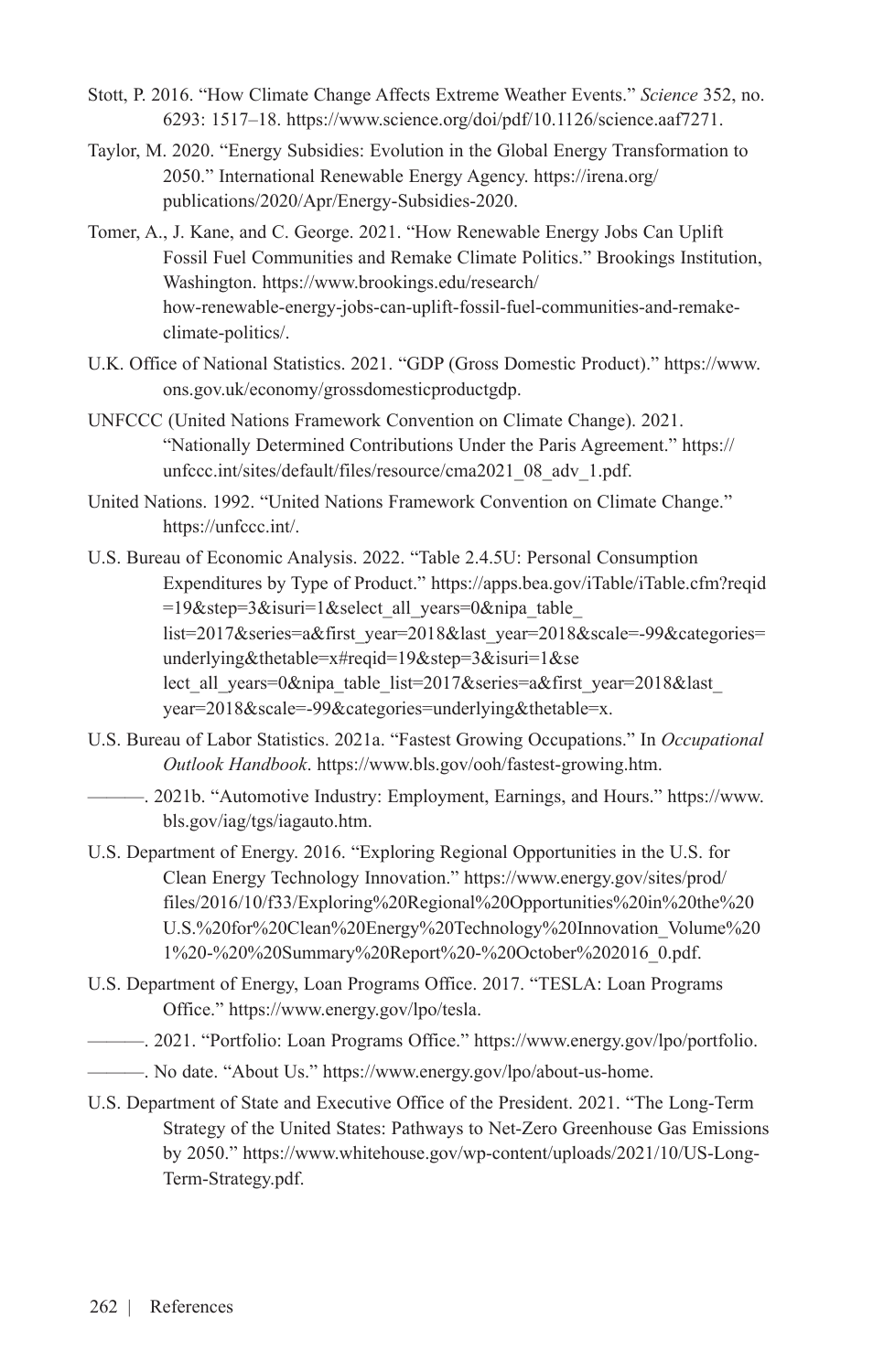Stott, P. 2016. "How Climate Change Affects Extreme Weather Events." *Science* 352, no. 6293: 1517–18. https://www.science.org/doi/pdf/10.1126/science.aaf7271.

Taylor, M. 2020. "Energy Subsidies: Evolution in the Global Energy Transformation to 2050." International Renewable Energy Agency. https://irena.org/publications/2020/Apr/Energy-Subsidies-2020.

Tomer, A., J. Kane, and C. George. 2021. "How Renewable Energy Jobs Can Uplift Fossil Fuel Communities and Remake Climate Politics." Brookings Institution, Washington. https://www.brookings.edu/research/how-renewable-energy-jobs-can-uplift-fossil-fuel-communities-and-remake-climate-politics/.

U.K. Office of National Statistics. 2021. "GDP (Gross Domestic Product)." https://www.ons.gov.uk/economy/grossdomesticproductgdp.

UNFCCC (United Nations Framework Convention on Climate Change). 2021. "Nationally Determined Contributions Under the Paris Agreement." https://unfccc.int/sites/default/files/resource/cma2021_08_adv_1.pdf.

United Nations. 1992. "United Nations Framework Convention on Climate Change." https://unfccc.int/.

U.S. Bureau of Economic Analysis. 2022. "Table 2.4.5U: Personal Consumption Expenditures by Type of Product." https://apps.bea.gov/iTable/iTable.cfm?reqid=19&step=3&isuri=1&select_all_years=0&nipa_table_list=2017&series=a&first_year=2018&last_year=2018&scale=-99&categories=underlying&thetable=x#reqid=19&step=3&isuri=1&select_all_years=0&nipa_table_list=2017&series=a&first_year=2018&last_year=2018&scale=-99&categories=underlying&thetable=x.

U.S. Bureau of Labor Statistics. 2021a. "Fastest Growing Occupations." In *Occupational Outlook Handbook*. https://www.bls.gov/ooh/fastest-growing.htm.

———. 2021b. "Automotive Industry: Employment, Earnings, and Hours." https://www.bls.gov/iag/tgs/iagauto.htm.

U.S. Department of Energy. 2016. "Exploring Regional Opportunities in the U.S. for Clean Energy Technology Innovation." https://www.energy.gov/sites/prod/files/2016/10/f33/Exploring%20Regional%20Opportunities%20in%20the%20U.S.%20for%20Clean%20Energy%20Technology%20Innovation_Volume%201%20-%20%20Summary%20Report%20-%20October%202016_0.pdf.

U.S. Department of Energy, Loan Programs Office. 2017. "TESLA: Loan Programs Office." https://www.energy.gov/lpo/tesla.

———. 2021. "Portfolio: Loan Programs Office." https://www.energy.gov/lpo/portfolio.

———. No date. "About Us." https://www.energy.gov/lpo/about-us-home.

U.S. Department of State and Executive Office of the President. 2021. "The Long-Term Strategy of the United States: Pathways to Net-Zero Greenhouse Gas Emissions by 2050." https://www.whitehouse.gov/wp-content/uploads/2021/10/US-Long-Term-Strategy.pdf.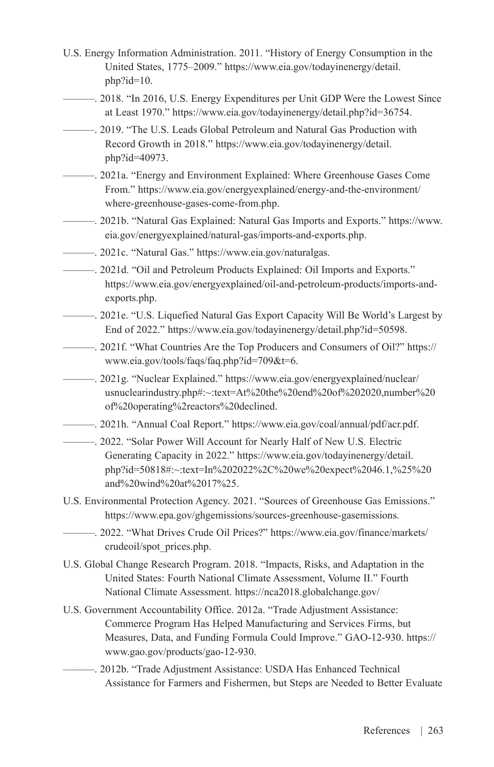U.S. Energy Information Administration. 2011. "History of Energy Consumption in the United States, 1775–2009." https://www.eia.gov/todayinenergy/detail.php?id=10.

———. 2018. "In 2016, U.S. Energy Expenditures per Unit GDP Were the Lowest Since at Least 1970." https://www.eia.gov/todayinenergy/detail.php?id=36754.

———. 2019. "The U.S. Leads Global Petroleum and Natural Gas Production with Record Growth in 2018." https://www.eia.gov/todayinenergy/detail.php?id=40973.

———. 2021a. "Energy and Environment Explained: Where Greenhouse Gases Come From." https://www.eia.gov/energyexplained/energy-and-the-environment/where-greenhouse-gases-come-from.php.

———. 2021b. "Natural Gas Explained: Natural Gas Imports and Exports." https://www.eia.gov/energyexplained/natural-gas/imports-and-exports.php.

———. 2021c. "Natural Gas." https://www.eia.gov/naturalgas.

———. 2021d. "Oil and Petroleum Products Explained: Oil Imports and Exports." https://www.eia.gov/energyexplained/oil-and-petroleum-products/imports-and-exports.php.

———. 2021e. "U.S. Liquefied Natural Gas Export Capacity Will Be World's Largest by End of 2022." https://www.eia.gov/todayinenergy/detail.php?id=50598.

———. 2021f. "What Countries Are the Top Producers and Consumers of Oil?" https://www.eia.gov/tools/faqs/faq.php?id=709&t=6.

———. 2021g. "Nuclear Explained." https://www.eia.gov/energyexplained/nuclear/usnuclearindustry.php#:~:text=At%20the%20end%20of%202020,number%20of%20operating%2reactors%20declined.

———. 2021h. "Annual Coal Report." https://www.eia.gov/coal/annual/pdf/acr.pdf.

———. 2022. "Solar Power Will Account for Nearly Half of New U.S. Electric Generating Capacity in 2022." https://www.eia.gov/todayinenergy/detail.php?id=50818#:~:text=In%202022%2C%20we%20expect%2046.1,%25%20and%20wind%20at%2017%25.

U.S. Environmental Protection Agency. 2021. "Sources of Greenhouse Gas Emissions." https://www.epa.gov/ghgemissions/sources-greenhouse-gasemissions.

———. 2022. "What Drives Crude Oil Prices?" https://www.eia.gov/finance/markets/crudeoil/spot_prices.php.

U.S. Global Change Research Program. 2018. "Impacts, Risks, and Adaptation in the United States: Fourth National Climate Assessment, Volume II." Fourth National Climate Assessment. https://nca2018.globalchange.gov/

U.S. Government Accountability Office. 2012a. "Trade Adjustment Assistance: Commerce Program Has Helped Manufacturing and Services Firms, but Measures, Data, and Funding Formula Could Improve." GAO-12-930. https://www.gao.gov/products/gao-12-930.

———. 2012b. "Trade Adjustment Assistance: USDA Has Enhanced Technical Assistance for Farmers and Fishermen, but Steps are Needed to Better Evaluate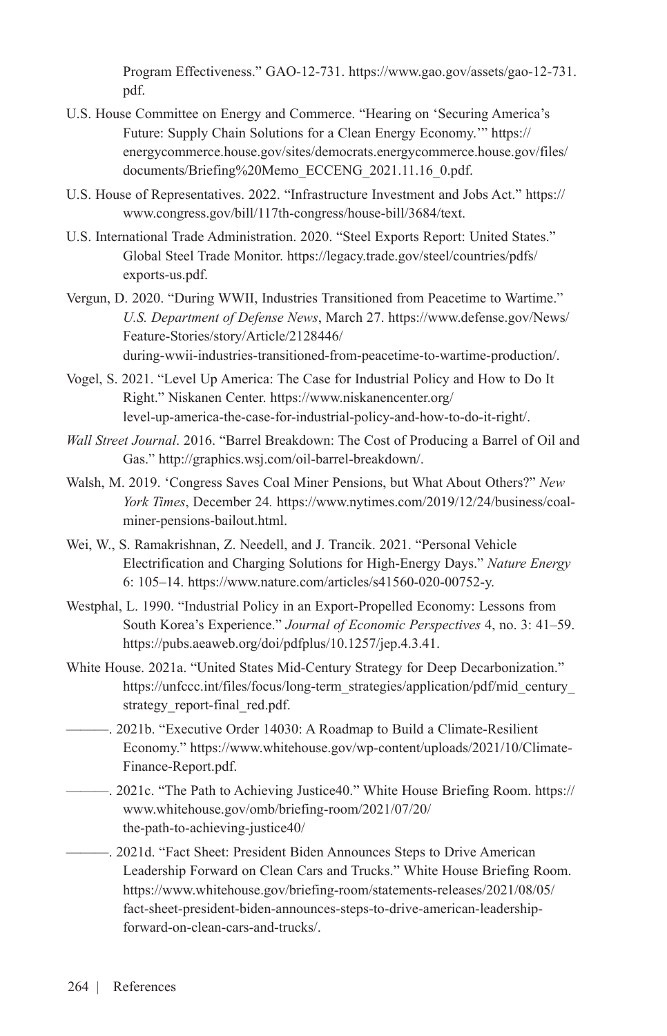Program Effectiveness." GAO-12-731. https://www.gao.gov/assets/gao-12-731.pdf.

U.S. House Committee on Energy and Commerce. "Hearing on 'Securing America's Future: Supply Chain Solutions for a Clean Energy Economy.'" https://energycommerce.house.gov/sites/democrats.energycommerce.house.gov/files/documents/Briefing%20Memo_ECCENG_2021.11.16_0.pdf.

U.S. House of Representatives. 2022. "Infrastructure Investment and Jobs Act." https://www.congress.gov/bill/117th-congress/house-bill/3684/text.

U.S. International Trade Administration. 2020. "Steel Exports Report: United States." Global Steel Trade Monitor. https://legacy.trade.gov/steel/countries/pdfs/exports-us.pdf.

Vergun, D. 2020. "During WWII, Industries Transitioned from Peacetime to Wartime." *U.S. Department of Defense News*, March 27. https://www.defense.gov/News/Feature-Stories/story/Article/2128446/during-wwii-industries-transitioned-from-peacetime-to-wartime-production/.

Vogel, S. 2021. "Level Up America: The Case for Industrial Policy and How to Do It Right." Niskanen Center. https://www.niskanencenter.org/level-up-america-the-case-for-industrial-policy-and-how-to-do-it-right/.

*Wall Street Journal*. 2016. "Barrel Breakdown: The Cost of Producing a Barrel of Oil and Gas." http://graphics.wsj.com/oil-barrel-breakdown/.

Walsh, M. 2019. 'Congress Saves Coal Miner Pensions, but What About Others?" *New York Times*, December 24. https://www.nytimes.com/2019/12/24/business/coal-miner-pensions-bailout.html.

Wei, W., S. Ramakrishnan, Z. Needell, and J. Trancik. 2021. "Personal Vehicle Electrification and Charging Solutions for High-Energy Days." *Nature Energy* 6: 105–14. https://www.nature.com/articles/s41560-020-00752-y.

Westphal, L. 1990. "Industrial Policy in an Export-Propelled Economy: Lessons from South Korea's Experience." *Journal of Economic Perspectives* 4, no. 3: 41–59. https://pubs.aeaweb.org/doi/pdfplus/10.1257/jep.4.3.41.

White House. 2021a. "United States Mid-Century Strategy for Deep Decarbonization." https://unfccc.int/files/focus/long-term_strategies/application/pdf/mid_century_strategy_report-final_red.pdf.

———. 2021b. "Executive Order 14030: A Roadmap to Build a Climate-Resilient Economy." https://www.whitehouse.gov/wp-content/uploads/2021/10/Climate-Finance-Report.pdf.

———. 2021c. "The Path to Achieving Justice40." White House Briefing Room. https://www.whitehouse.gov/omb/briefing-room/2021/07/20/the-path-to-achieving-justice40/

———. 2021d. "Fact Sheet: President Biden Announces Steps to Drive American Leadership Forward on Clean Cars and Trucks." White House Briefing Room. https://www.whitehouse.gov/briefing-room/statements-releases/2021/08/05/fact-sheet-president-biden-announces-steps-to-drive-american-leadership-forward-on-clean-cars-and-trucks/.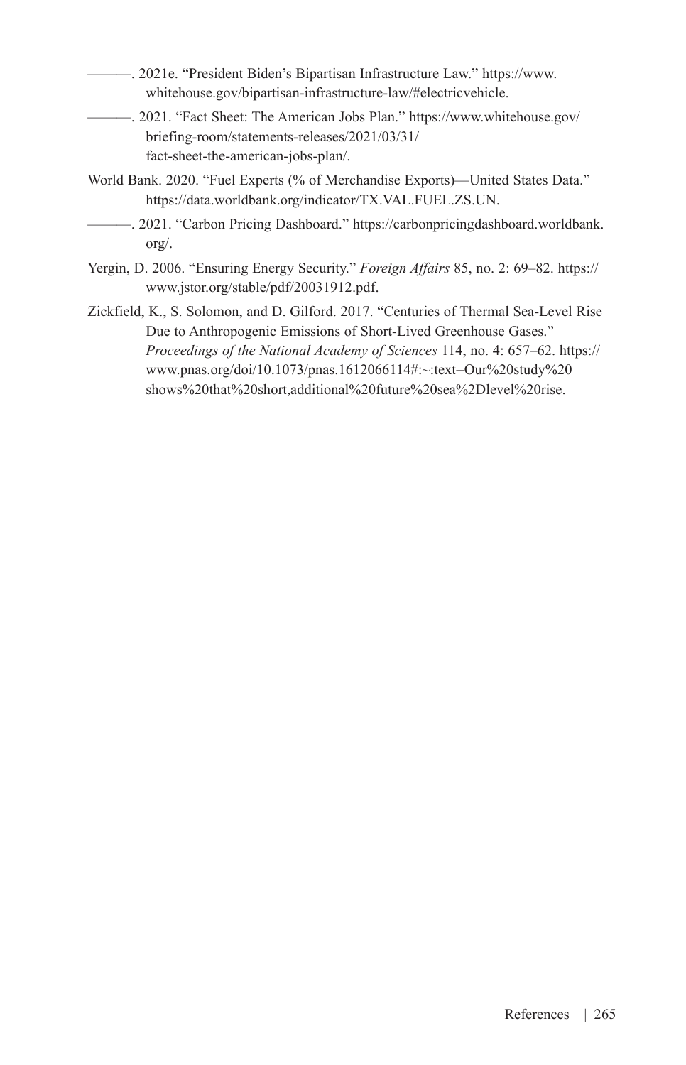———. 2021e. “President Biden’s Bipartisan Infrastructure Law.” https://www.whitehouse.gov/bipartisan-infrastructure-law/#electricvehicle.

———. 2021. “Fact Sheet: The American Jobs Plan.” https://www.whitehouse.gov/briefing-room/statements-releases/2021/03/31/fact-sheet-the-american-jobs-plan/.

World Bank. 2020. “Fuel Experts (% of Merchandise Exports)—United States Data.” https://data.worldbank.org/indicator/TX.VAL.FUEL.ZS.UN.

———. 2021. “Carbon Pricing Dashboard.” https://carbonpricingdashboard.worldbank.org/.

Yergin, D. 2006. “Ensuring Energy Security.” *Foreign Affairs* 85, no. 2: 69–82. https://www.jstor.org/stable/pdf/20031912.pdf.

Zickfield, K., S. Solomon, and D. Gilford. 2017. “Centuries of Thermal Sea-Level Rise Due to Anthropogenic Emissions of Short-Lived Greenhouse Gases.” *Proceedings of the National Academy of Sciences* 114, no. 4: 657–62. https://www.pnas.org/doi/10.1073/pnas.1612066114#:~:text=Our%20study%20shows%20that%20short,additional%20future%20sea%2Dlevel%20rise.